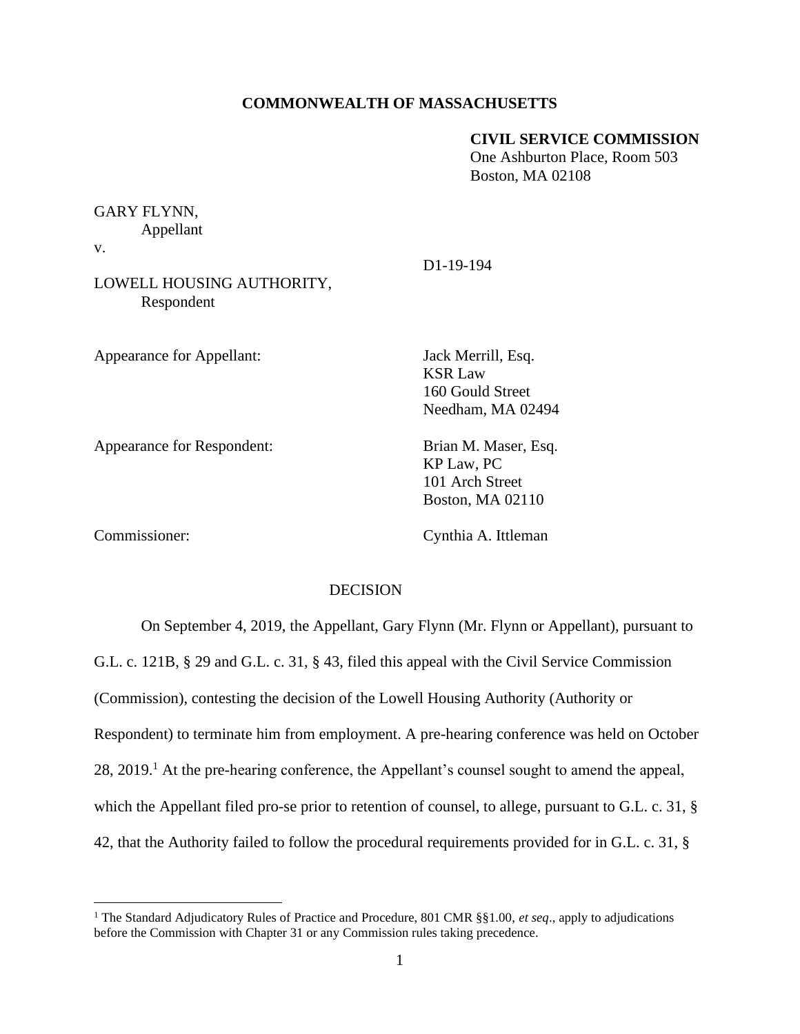**COMMONWEALTH OF MASSACHUSETTS**

**CIVIL SERVICE COMMISSION**
One Ashburton Place, Room 503
Boston, MA 02108

GARY FLYNN,
Appellant

v.

D1-19-194

LOWELL HOUSING AUTHORITY,
Respondent

Appearance for Appellant: Jack Merrill, Esq.
KSR Law
160 Gould Street
Needham, MA 02494

Appearance for Respondent: Brian M. Maser, Esq.
KP Law, PC
101 Arch Street
Boston, MA 02110

Commissioner: Cynthia A. Ittleman

DECISION

On September 4, 2019, the Appellant, Gary Flynn (Mr. Flynn or Appellant), pursuant to G.L. c. 121B, § 29 and G.L. c. 31, § 43, filed this appeal with the Civil Service Commission (Commission), contesting the decision of the Lowell Housing Authority (Authority or Respondent) to terminate him from employment. A pre-hearing conference was held on October 28, 2019.[1] At the pre-hearing conference, the Appellant's counsel sought to amend the appeal, which the Appellant filed pro-se prior to retention of counsel, to allege, pursuant to G.L. c. 31, § 42, that the Authority failed to follow the procedural requirements provided for in G.L. c. 31, §

[1] The Standard Adjudicatory Rules of Practice and Procedure, 801 CMR §§1.00, *et seq*., apply to adjudications before the Commission with Chapter 31 or any Commission rules taking precedence.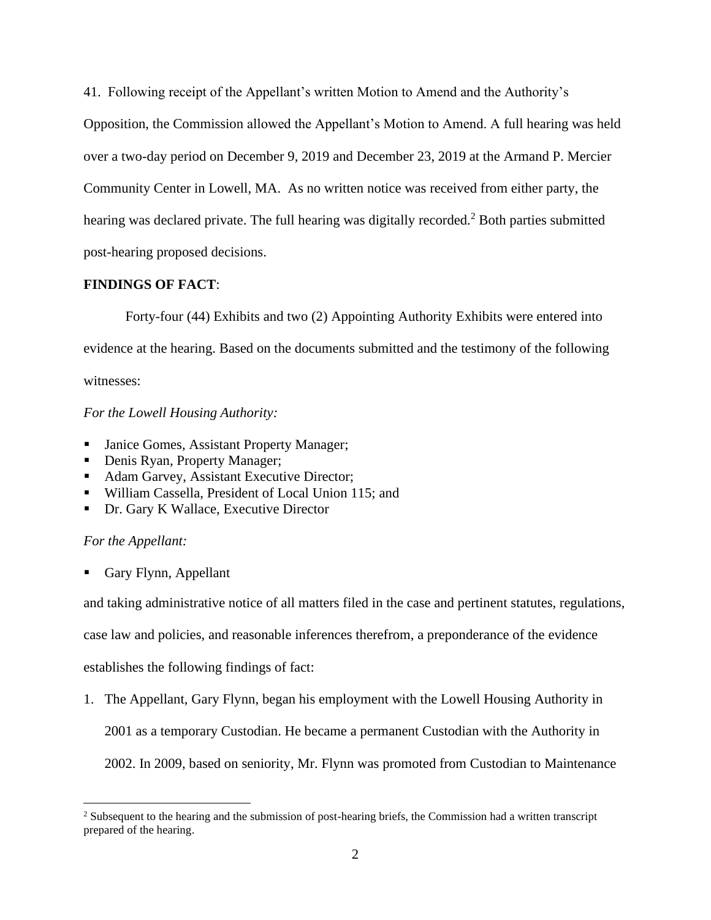41. Following receipt of the Appellant's written Motion to Amend and the Authority's Opposition, the Commission allowed the Appellant's Motion to Amend. A full hearing was held over a two-day period on December 9, 2019 and December 23, 2019 at the Armand P. Mercier Community Center in Lowell, MA. As no written notice was received from either party, the hearing was declared private. The full hearing was digitally recorded.[2] Both parties submitted post-hearing proposed decisions.

**FINDINGS OF FACT**:

Forty-four (44) Exhibits and two (2) Appointing Authority Exhibits were entered into evidence at the hearing. Based on the documents submitted and the testimony of the following witnesses:

*For the Lowell Housing Authority:*

- Janice Gomes, Assistant Property Manager;
- Denis Ryan, Property Manager;
- Adam Garvey, Assistant Executive Director;
- William Cassella, President of Local Union 115; and
- Dr. Gary K Wallace, Executive Director

*For the Appellant:*

- Gary Flynn, Appellant

and taking administrative notice of all matters filed in the case and pertinent statutes, regulations, case law and policies, and reasonable inferences therefrom, a preponderance of the evidence establishes the following findings of fact:

1. The Appellant, Gary Flynn, began his employment with the Lowell Housing Authority in 2001 as a temporary Custodian. He became a permanent Custodian with the Authority in 2002. In 2009, based on seniority, Mr. Flynn was promoted from Custodian to Maintenance

[2] Subsequent to the hearing and the submission of post-hearing briefs, the Commission had a written transcript prepared of the hearing.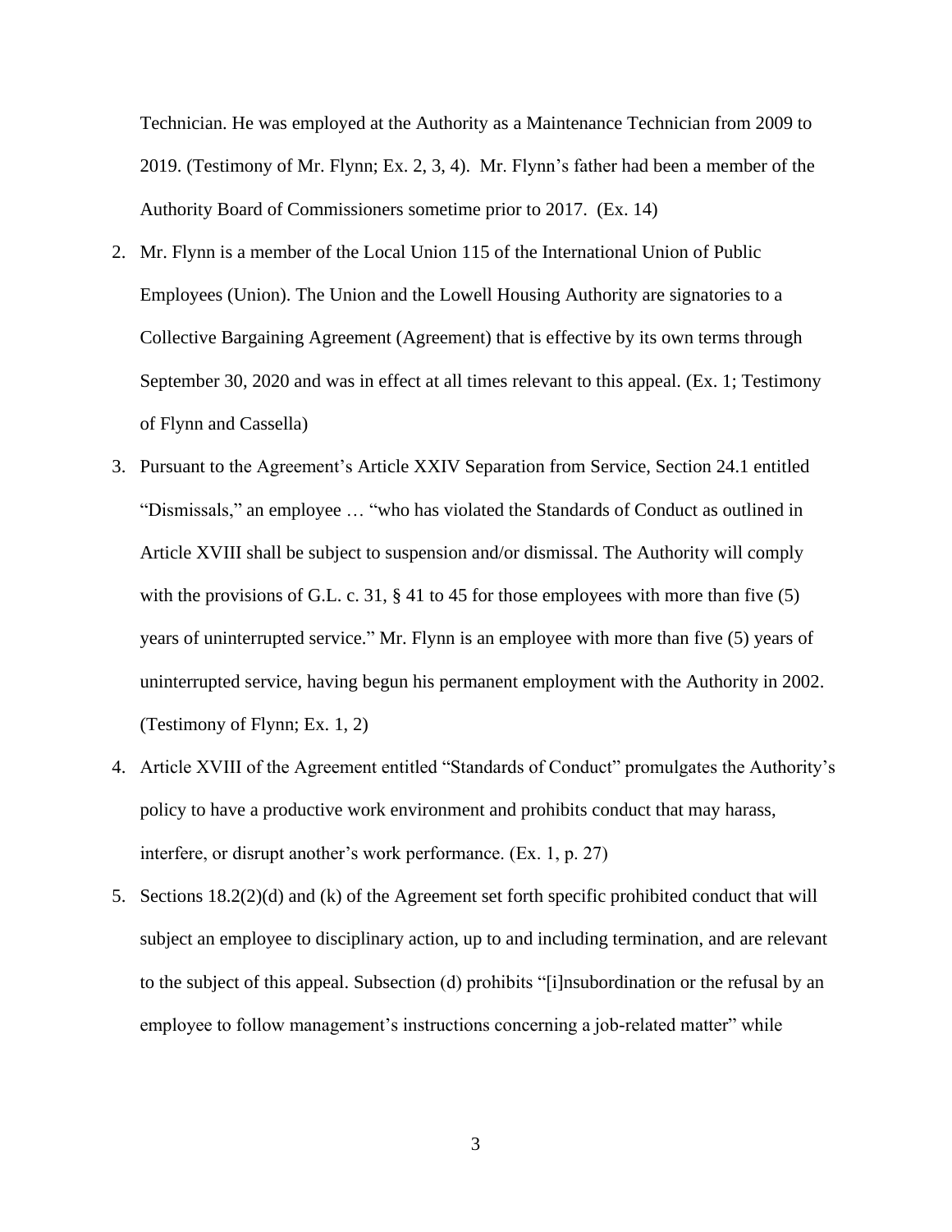Technician. He was employed at the Authority as a Maintenance Technician from 2009 to 2019. (Testimony of Mr. Flynn; Ex. 2, 3, 4). Mr. Flynn's father had been a member of the Authority Board of Commissioners sometime prior to 2017. (Ex. 14)

2. Mr. Flynn is a member of the Local Union 115 of the International Union of Public Employees (Union). The Union and the Lowell Housing Authority are signatories to a Collective Bargaining Agreement (Agreement) that is effective by its own terms through September 30, 2020 and was in effect at all times relevant to this appeal. (Ex. 1; Testimony of Flynn and Cassella)

3. Pursuant to the Agreement's Article XXIV Separation from Service, Section 24.1 entitled "Dismissals," an employee … "who has violated the Standards of Conduct as outlined in Article XVIII shall be subject to suspension and/or dismissal. The Authority will comply with the provisions of G.L. c. 31, § 41 to 45 for those employees with more than five (5) years of uninterrupted service." Mr. Flynn is an employee with more than five (5) years of uninterrupted service, having begun his permanent employment with the Authority in 2002. (Testimony of Flynn; Ex. 1, 2)

4. Article XVIII of the Agreement entitled "Standards of Conduct" promulgates the Authority's policy to have a productive work environment and prohibits conduct that may harass, interfere, or disrupt another's work performance. (Ex. 1, p. 27)

5. Sections 18.2(2)(d) and (k) of the Agreement set forth specific prohibited conduct that will subject an employee to disciplinary action, up to and including termination, and are relevant to the subject of this appeal. Subsection (d) prohibits "[i]nsubordination or the refusal by an employee to follow management's instructions concerning a job-related matter" while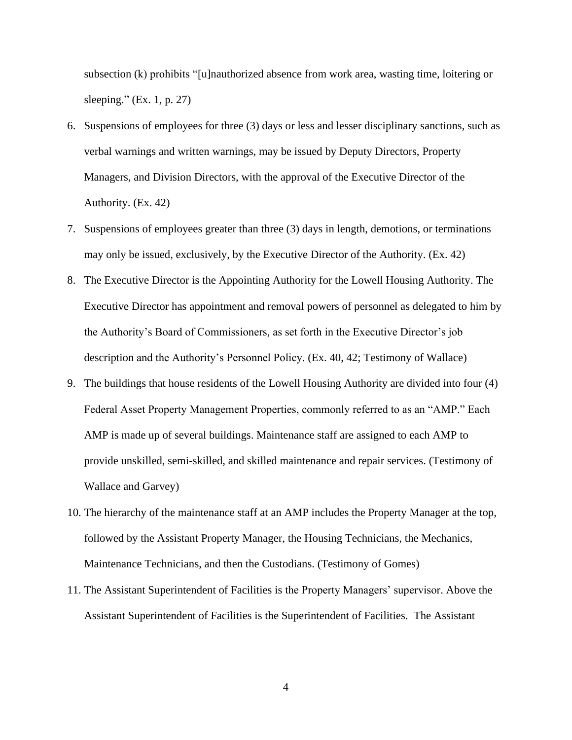subsection (k) prohibits "[u]nauthorized absence from work area, wasting time, loitering or sleeping." (Ex. 1, p. 27)

6. Suspensions of employees for three (3) days or less and lesser disciplinary sanctions, such as verbal warnings and written warnings, may be issued by Deputy Directors, Property Managers, and Division Directors, with the approval of the Executive Director of the Authority. (Ex. 42)
7. Suspensions of employees greater than three (3) days in length, demotions, or terminations may only be issued, exclusively, by the Executive Director of the Authority. (Ex. 42)
8. The Executive Director is the Appointing Authority for the Lowell Housing Authority. The Executive Director has appointment and removal powers of personnel as delegated to him by the Authority's Board of Commissioners, as set forth in the Executive Director's job description and the Authority's Personnel Policy. (Ex. 40, 42; Testimony of Wallace)
9. The buildings that house residents of the Lowell Housing Authority are divided into four (4) Federal Asset Property Management Properties, commonly referred to as an "AMP." Each AMP is made up of several buildings. Maintenance staff are assigned to each AMP to provide unskilled, semi-skilled, and skilled maintenance and repair services. (Testimony of Wallace and Garvey)
10. The hierarchy of the maintenance staff at an AMP includes the Property Manager at the top, followed by the Assistant Property Manager, the Housing Technicians, the Mechanics, Maintenance Technicians, and then the Custodians. (Testimony of Gomes)
11. The Assistant Superintendent of Facilities is the Property Managers' supervisor. Above the Assistant Superintendent of Facilities is the Superintendent of Facilities. The Assistant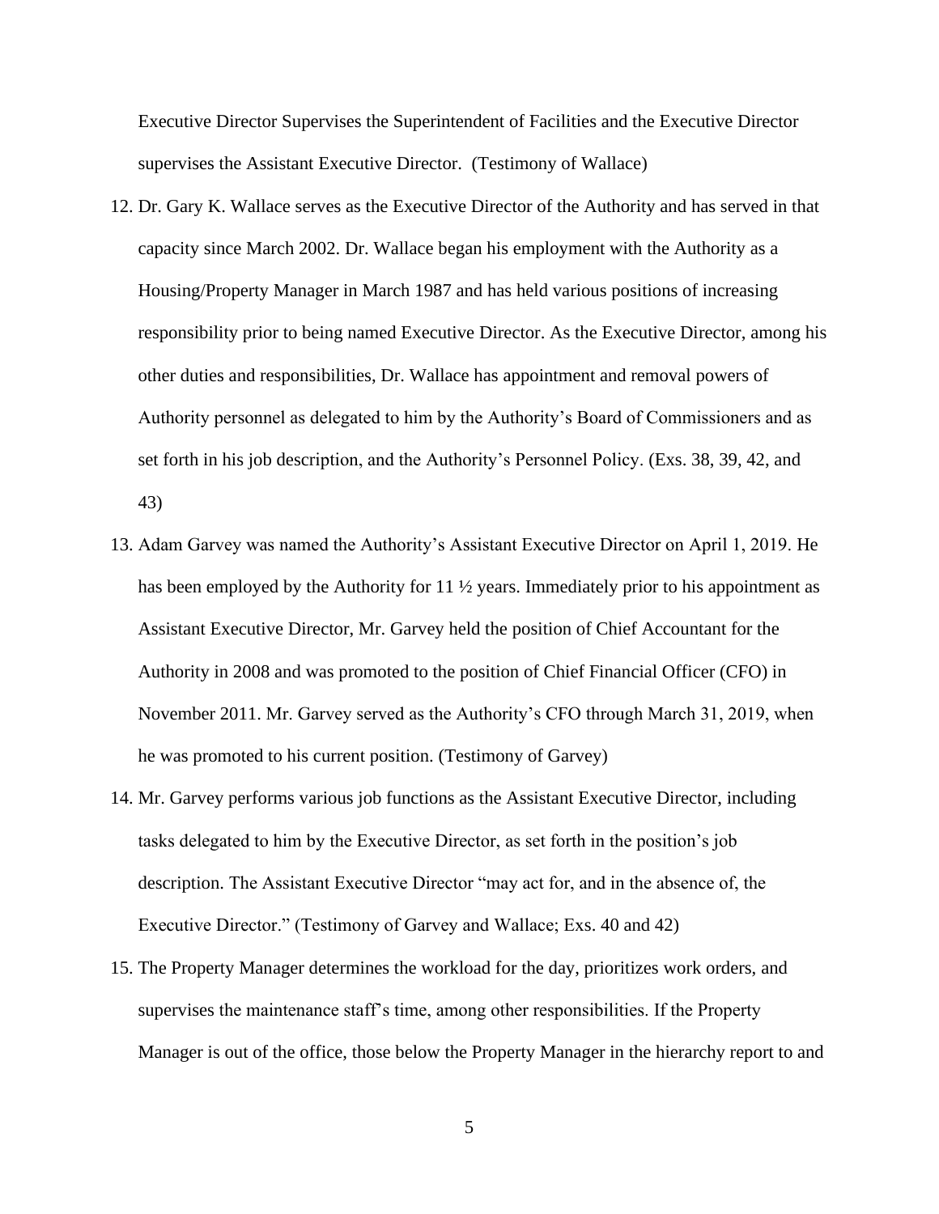Executive Director Supervises the Superintendent of Facilities and the Executive Director supervises the Assistant Executive Director. (Testimony of Wallace)

12. Dr. Gary K. Wallace serves as the Executive Director of the Authority and has served in that capacity since March 2002. Dr. Wallace began his employment with the Authority as a Housing/Property Manager in March 1987 and has held various positions of increasing responsibility prior to being named Executive Director. As the Executive Director, among his other duties and responsibilities, Dr. Wallace has appointment and removal powers of Authority personnel as delegated to him by the Authority's Board of Commissioners and as set forth in his job description, and the Authority's Personnel Policy. (Exs. 38, 39, 42, and 43)
13. Adam Garvey was named the Authority's Assistant Executive Director on April 1, 2019. He has been employed by the Authority for 11 ½ years. Immediately prior to his appointment as Assistant Executive Director, Mr. Garvey held the position of Chief Accountant for the Authority in 2008 and was promoted to the position of Chief Financial Officer (CFO) in November 2011. Mr. Garvey served as the Authority's CFO through March 31, 2019, when he was promoted to his current position. (Testimony of Garvey)
14. Mr. Garvey performs various job functions as the Assistant Executive Director, including tasks delegated to him by the Executive Director, as set forth in the position's job description. The Assistant Executive Director "may act for, and in the absence of, the Executive Director." (Testimony of Garvey and Wallace; Exs. 40 and 42)
15. The Property Manager determines the workload for the day, prioritizes work orders, and supervises the maintenance staff's time, among other responsibilities. If the Property Manager is out of the office, those below the Property Manager in the hierarchy report to and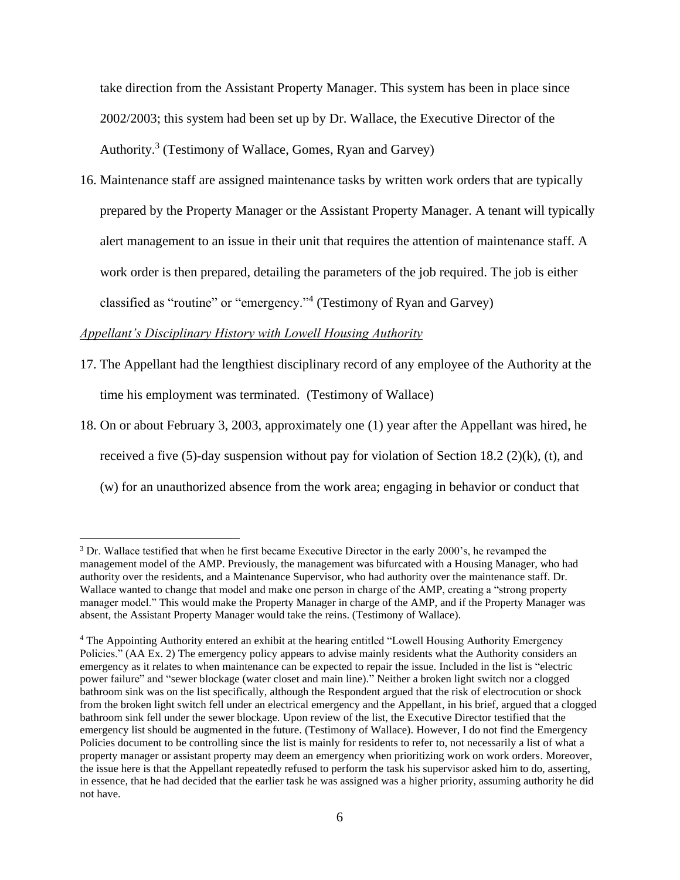take direction from the Assistant Property Manager. This system has been in place since 2002/2003; this system had been set up by Dr. Wallace, the Executive Director of the Authority.[3] (Testimony of Wallace, Gomes, Ryan and Garvey)

16. Maintenance staff are assigned maintenance tasks by written work orders that are typically prepared by the Property Manager or the Assistant Property Manager. A tenant will typically alert management to an issue in their unit that requires the attention of maintenance staff. A work order is then prepared, detailing the parameters of the job required. The job is either classified as "routine" or "emergency."[4] (Testimony of Ryan and Garvey)

*Appellant's Disciplinary History with Lowell Housing Authority*

17. The Appellant had the lengthiest disciplinary record of any employee of the Authority at the time his employment was terminated. (Testimony of Wallace)

18. On or about February 3, 2003, approximately one (1) year after the Appellant was hired, he received a five (5)-day suspension without pay for violation of Section 18.2 (2)(k), (t), and (w) for an unauthorized absence from the work area; engaging in behavior or conduct that

---

[3] Dr. Wallace testified that when he first became Executive Director in the early 2000's, he revamped the management model of the AMP. Previously, the management was bifurcated with a Housing Manager, who had authority over the residents, and a Maintenance Supervisor, who had authority over the maintenance staff. Dr. Wallace wanted to change that model and make one person in charge of the AMP, creating a "strong property manager model." This would make the Property Manager in charge of the AMP, and if the Property Manager was absent, the Assistant Property Manager would take the reins. (Testimony of Wallace).

[4] The Appointing Authority entered an exhibit at the hearing entitled "Lowell Housing Authority Emergency Policies." (AA Ex. 2) The emergency policy appears to advise mainly residents what the Authority considers an emergency as it relates to when maintenance can be expected to repair the issue. Included in the list is "electric power failure" and "sewer blockage (water closet and main line)." Neither a broken light switch nor a clogged bathroom sink was on the list specifically, although the Respondent argued that the risk of electrocution or shock from the broken light switch fell under an electrical emergency and the Appellant, in his brief, argued that a clogged bathroom sink fell under the sewer blockage. Upon review of the list, the Executive Director testified that the emergency list should be augmented in the future. (Testimony of Wallace). However, I do not find the Emergency Policies document to be controlling since the list is mainly for residents to refer to, not necessarily a list of what a property manager or assistant property may deem an emergency when prioritizing work on work orders. Moreover, the issue here is that the Appellant repeatedly refused to perform the task his supervisor asked him to do, asserting, in essence, that he had decided that the earlier task he was assigned was a higher priority, assuming authority he did not have.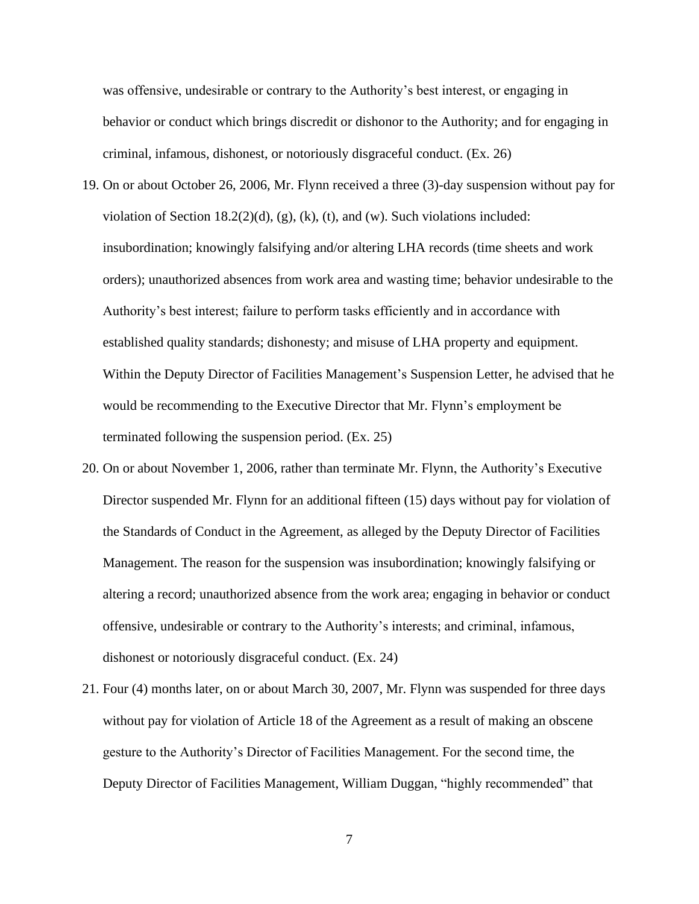was offensive, undesirable or contrary to the Authority's best interest, or engaging in behavior or conduct which brings discredit or dishonor to the Authority; and for engaging in criminal, infamous, dishonest, or notoriously disgraceful conduct. (Ex. 26)

19. On or about October 26, 2006, Mr. Flynn received a three (3)-day suspension without pay for violation of Section 18.2(2)(d), (g), (k), (t), and (w). Such violations included: insubordination; knowingly falsifying and/or altering LHA records (time sheets and work orders); unauthorized absences from work area and wasting time; behavior undesirable to the Authority's best interest; failure to perform tasks efficiently and in accordance with established quality standards; dishonesty; and misuse of LHA property and equipment. Within the Deputy Director of Facilities Management's Suspension Letter, he advised that he would be recommending to the Executive Director that Mr. Flynn's employment be terminated following the suspension period. (Ex. 25)

20. On or about November 1, 2006, rather than terminate Mr. Flynn, the Authority's Executive Director suspended Mr. Flynn for an additional fifteen (15) days without pay for violation of the Standards of Conduct in the Agreement, as alleged by the Deputy Director of Facilities Management. The reason for the suspension was insubordination; knowingly falsifying or altering a record; unauthorized absence from the work area; engaging in behavior or conduct offensive, undesirable or contrary to the Authority's interests; and criminal, infamous, dishonest or notoriously disgraceful conduct. (Ex. 24)

21. Four (4) months later, on or about March 30, 2007, Mr. Flynn was suspended for three days without pay for violation of Article 18 of the Agreement as a result of making an obscene gesture to the Authority's Director of Facilities Management. For the second time, the Deputy Director of Facilities Management, William Duggan, "highly recommended" that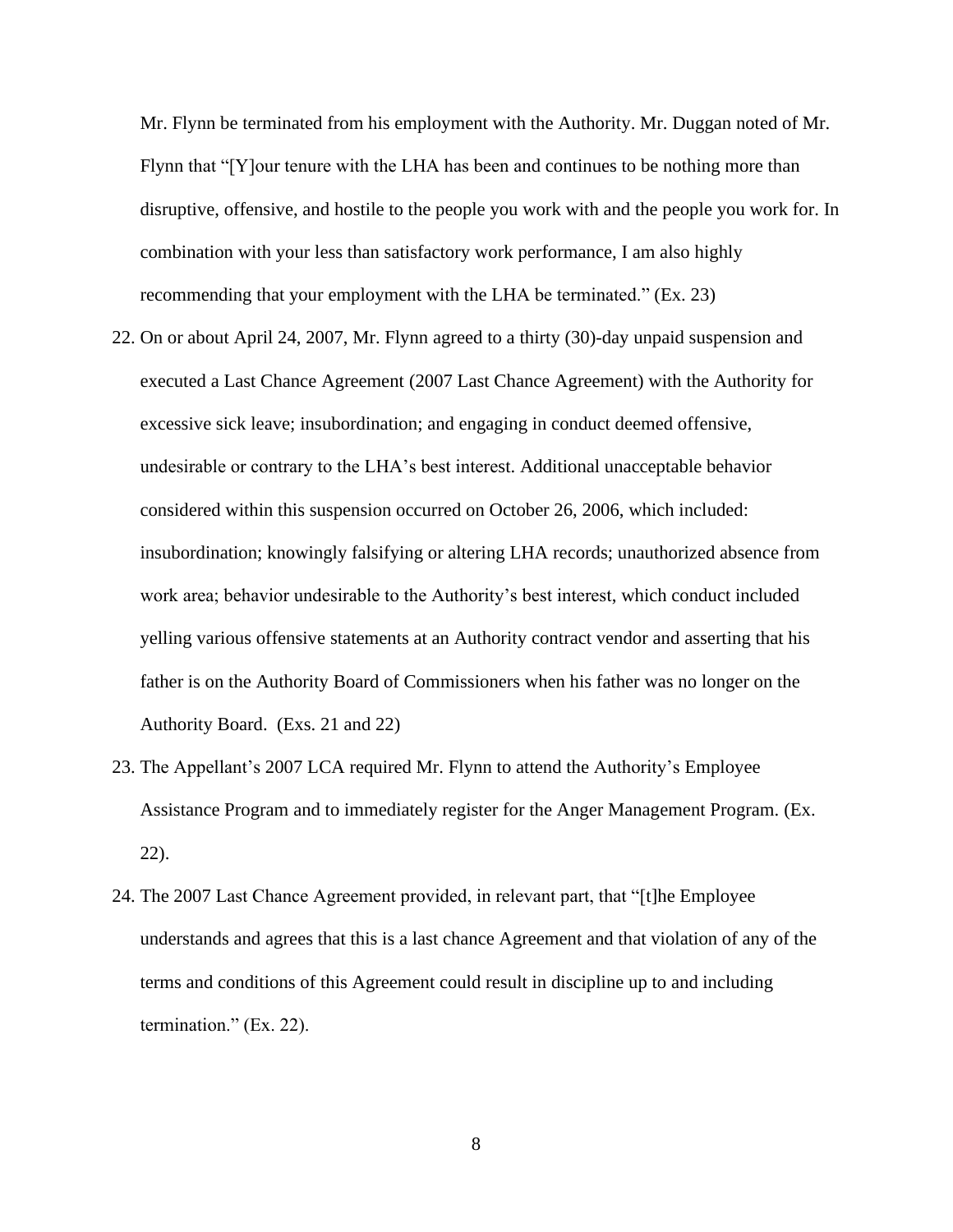Mr. Flynn be terminated from his employment with the Authority. Mr. Duggan noted of Mr. Flynn that "[Y]our tenure with the LHA has been and continues to be nothing more than disruptive, offensive, and hostile to the people you work with and the people you work for. In combination with your less than satisfactory work performance, I am also highly recommending that your employment with the LHA be terminated." (Ex. 23)

22. On or about April 24, 2007, Mr. Flynn agreed to a thirty (30)-day unpaid suspension and executed a Last Chance Agreement (2007 Last Chance Agreement) with the Authority for excessive sick leave; insubordination; and engaging in conduct deemed offensive, undesirable or contrary to the LHA's best interest. Additional unacceptable behavior considered within this suspension occurred on October 26, 2006, which included: insubordination; knowingly falsifying or altering LHA records; unauthorized absence from work area; behavior undesirable to the Authority's best interest, which conduct included yelling various offensive statements at an Authority contract vendor and asserting that his father is on the Authority Board of Commissioners when his father was no longer on the Authority Board. (Exs. 21 and 22)
23. The Appellant's 2007 LCA required Mr. Flynn to attend the Authority's Employee Assistance Program and to immediately register for the Anger Management Program. (Ex. 22).
24. The 2007 Last Chance Agreement provided, in relevant part, that "[t]he Employee understands and agrees that this is a last chance Agreement and that violation of any of the terms and conditions of this Agreement could result in discipline up to and including termination." (Ex. 22).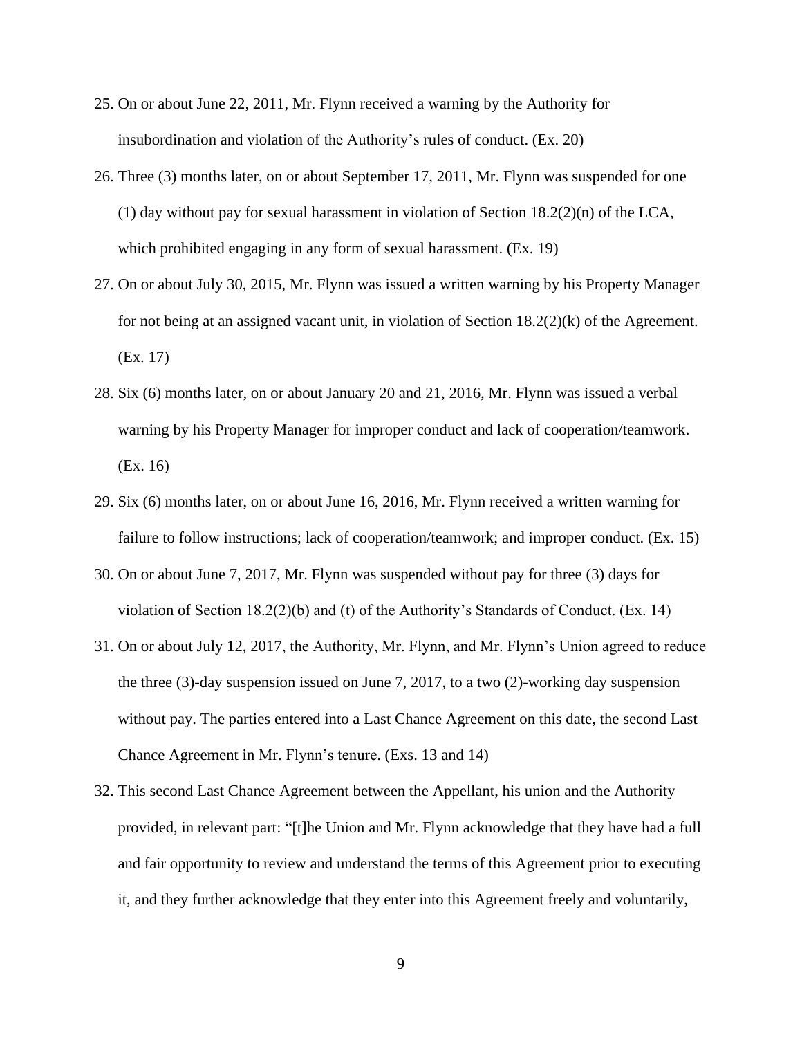25. On or about June 22, 2011, Mr. Flynn received a warning by the Authority for insubordination and violation of the Authority's rules of conduct. (Ex. 20)

26. Three (3) months later, on or about September 17, 2011, Mr. Flynn was suspended for one (1) day without pay for sexual harassment in violation of Section 18.2(2)(n) of the LCA, which prohibited engaging in any form of sexual harassment. (Ex. 19)

27. On or about July 30, 2015, Mr. Flynn was issued a written warning by his Property Manager for not being at an assigned vacant unit, in violation of Section 18.2(2)(k) of the Agreement. (Ex. 17)

28. Six (6) months later, on or about January 20 and 21, 2016, Mr. Flynn was issued a verbal warning by his Property Manager for improper conduct and lack of cooperation/teamwork. (Ex. 16)

29. Six (6) months later, on or about June 16, 2016, Mr. Flynn received a written warning for failure to follow instructions; lack of cooperation/teamwork; and improper conduct. (Ex. 15)

30. On or about June 7, 2017, Mr. Flynn was suspended without pay for three (3) days for violation of Section 18.2(2)(b) and (t) of the Authority's Standards of Conduct. (Ex. 14)

31. On or about July 12, 2017, the Authority, Mr. Flynn, and Mr. Flynn's Union agreed to reduce the three (3)-day suspension issued on June 7, 2017, to a two (2)-working day suspension without pay. The parties entered into a Last Chance Agreement on this date, the second Last Chance Agreement in Mr. Flynn's tenure. (Exs. 13 and 14)

32. This second Last Chance Agreement between the Appellant, his union and the Authority provided, in relevant part: "[t]he Union and Mr. Flynn acknowledge that they have had a full and fair opportunity to review and understand the terms of this Agreement prior to executing it, and they further acknowledge that they enter into this Agreement freely and voluntarily,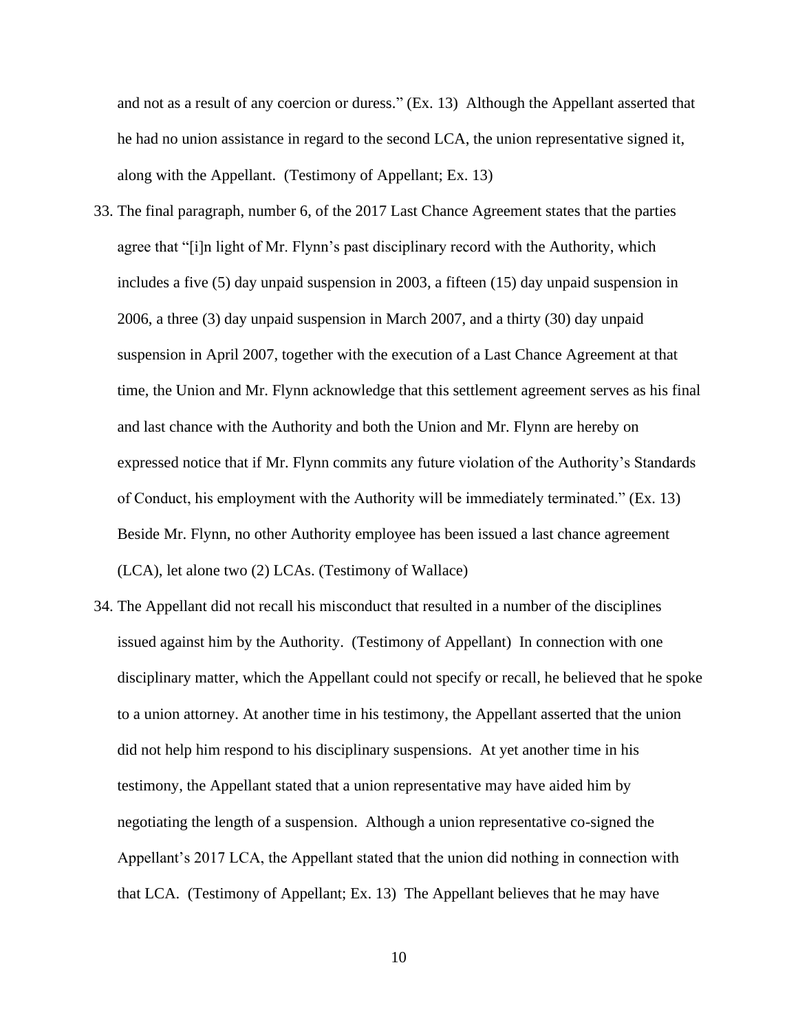and not as a result of any coercion or duress." (Ex. 13) Although the Appellant asserted that he had no union assistance in regard to the second LCA, the union representative signed it, along with the Appellant. (Testimony of Appellant; Ex. 13)

33. The final paragraph, number 6, of the 2017 Last Chance Agreement states that the parties agree that "[i]n light of Mr. Flynn's past disciplinary record with the Authority, which includes a five (5) day unpaid suspension in 2003, a fifteen (15) day unpaid suspension in 2006, a three (3) day unpaid suspension in March 2007, and a thirty (30) day unpaid suspension in April 2007, together with the execution of a Last Chance Agreement at that time, the Union and Mr. Flynn acknowledge that this settlement agreement serves as his final and last chance with the Authority and both the Union and Mr. Flynn are hereby on expressed notice that if Mr. Flynn commits any future violation of the Authority's Standards of Conduct, his employment with the Authority will be immediately terminated." (Ex. 13) Beside Mr. Flynn, no other Authority employee has been issued a last chance agreement (LCA), let alone two (2) LCAs. (Testimony of Wallace)

34. The Appellant did not recall his misconduct that resulted in a number of the disciplines issued against him by the Authority. (Testimony of Appellant) In connection with one disciplinary matter, which the Appellant could not specify or recall, he believed that he spoke to a union attorney. At another time in his testimony, the Appellant asserted that the union did not help him respond to his disciplinary suspensions. At yet another time in his testimony, the Appellant stated that a union representative may have aided him by negotiating the length of a suspension. Although a union representative co-signed the Appellant's 2017 LCA, the Appellant stated that the union did nothing in connection with that LCA. (Testimony of Appellant; Ex. 13) The Appellant believes that he may have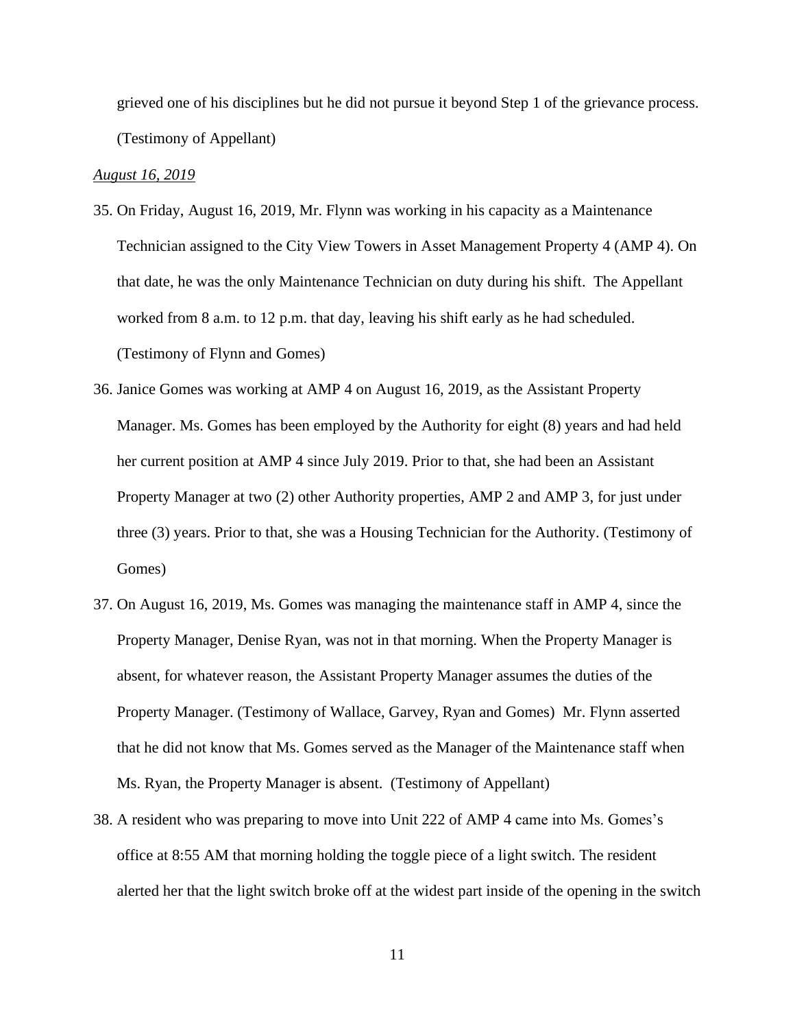grieved one of his disciplines but he did not pursue it beyond Step 1 of the grievance process. (Testimony of Appellant)

*August 16, 2019*

35. On Friday, August 16, 2019, Mr. Flynn was working in his capacity as a Maintenance Technician assigned to the City View Towers in Asset Management Property 4 (AMP 4). On that date, he was the only Maintenance Technician on duty during his shift. The Appellant worked from 8 a.m. to 12 p.m. that day, leaving his shift early as he had scheduled. (Testimony of Flynn and Gomes)

36. Janice Gomes was working at AMP 4 on August 16, 2019, as the Assistant Property Manager. Ms. Gomes has been employed by the Authority for eight (8) years and had held her current position at AMP 4 since July 2019. Prior to that, she had been an Assistant Property Manager at two (2) other Authority properties, AMP 2 and AMP 3, for just under three (3) years. Prior to that, she was a Housing Technician for the Authority. (Testimony of Gomes)

37. On August 16, 2019, Ms. Gomes was managing the maintenance staff in AMP 4, since the Property Manager, Denise Ryan, was not in that morning. When the Property Manager is absent, for whatever reason, the Assistant Property Manager assumes the duties of the Property Manager. (Testimony of Wallace, Garvey, Ryan and Gomes) Mr. Flynn asserted that he did not know that Ms. Gomes served as the Manager of the Maintenance staff when Ms. Ryan, the Property Manager is absent. (Testimony of Appellant)

38. A resident who was preparing to move into Unit 222 of AMP 4 came into Ms. Gomes's office at 8:55 AM that morning holding the toggle piece of a light switch. The resident alerted her that the light switch broke off at the widest part inside of the opening in the switch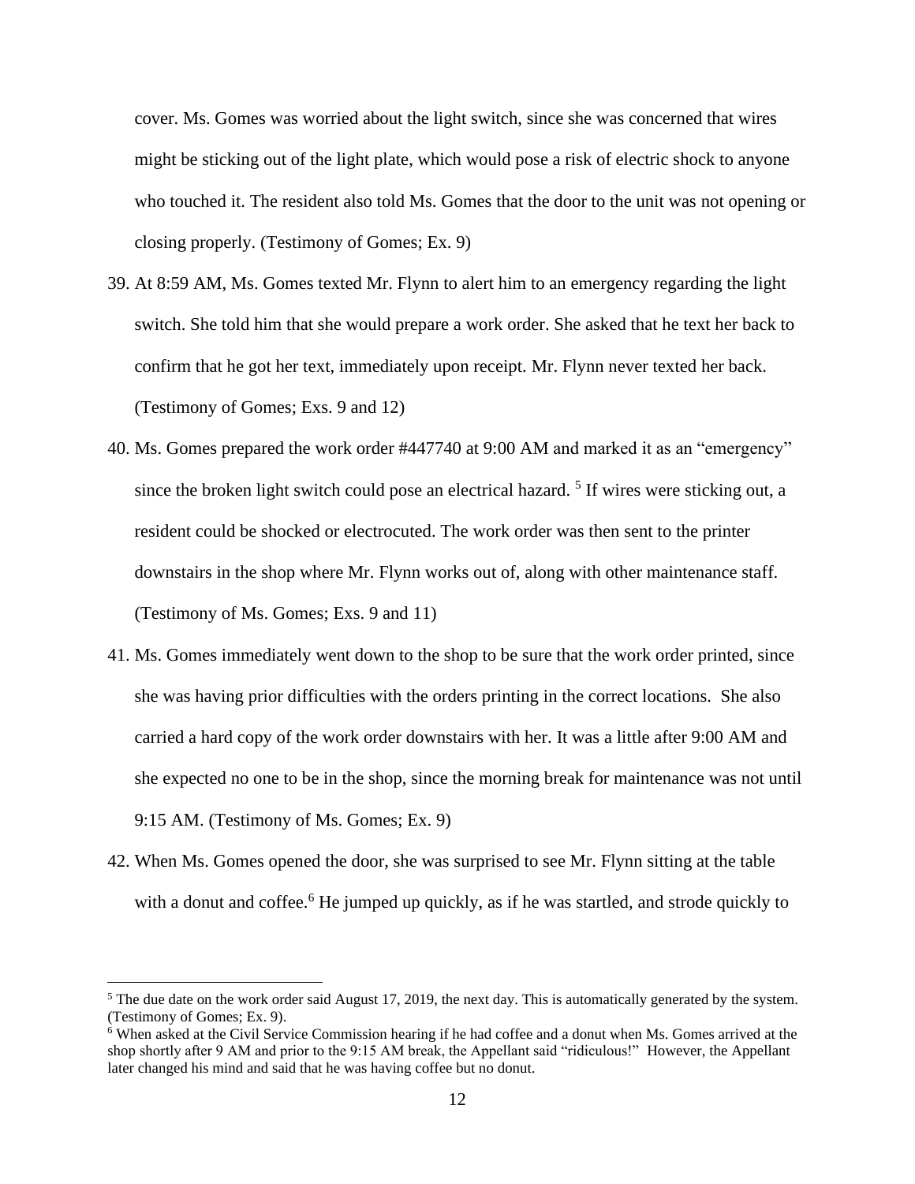cover. Ms. Gomes was worried about the light switch, since she was concerned that wires might be sticking out of the light plate, which would pose a risk of electric shock to anyone who touched it. The resident also told Ms. Gomes that the door to the unit was not opening or closing properly. (Testimony of Gomes; Ex. 9)

39. At 8:59 AM, Ms. Gomes texted Mr. Flynn to alert him to an emergency regarding the light switch. She told him that she would prepare a work order. She asked that he text her back to confirm that he got her text, immediately upon receipt. Mr. Flynn never texted her back. (Testimony of Gomes; Exs. 9 and 12)

40. Ms. Gomes prepared the work order #447740 at 9:00 AM and marked it as an "emergency" since the broken light switch could pose an electrical hazard. [5] If wires were sticking out, a resident could be shocked or electrocuted. The work order was then sent to the printer downstairs in the shop where Mr. Flynn works out of, along with other maintenance staff. (Testimony of Ms. Gomes; Exs. 9 and 11)

41. Ms. Gomes immediately went down to the shop to be sure that the work order printed, since she was having prior difficulties with the orders printing in the correct locations. She also carried a hard copy of the work order downstairs with her. It was a little after 9:00 AM and she expected no one to be in the shop, since the morning break for maintenance was not until 9:15 AM. (Testimony of Ms. Gomes; Ex. 9)

42. When Ms. Gomes opened the door, she was surprised to see Mr. Flynn sitting at the table with a donut and coffee.[6] He jumped up quickly, as if he was startled, and strode quickly to

---

[5] The due date on the work order said August 17, 2019, the next day. This is automatically generated by the system. (Testimony of Gomes; Ex. 9).

[6] When asked at the Civil Service Commission hearing if he had coffee and a donut when Ms. Gomes arrived at the shop shortly after 9 AM and prior to the 9:15 AM break, the Appellant said "ridiculous!" However, the Appellant later changed his mind and said that he was having coffee but no donut.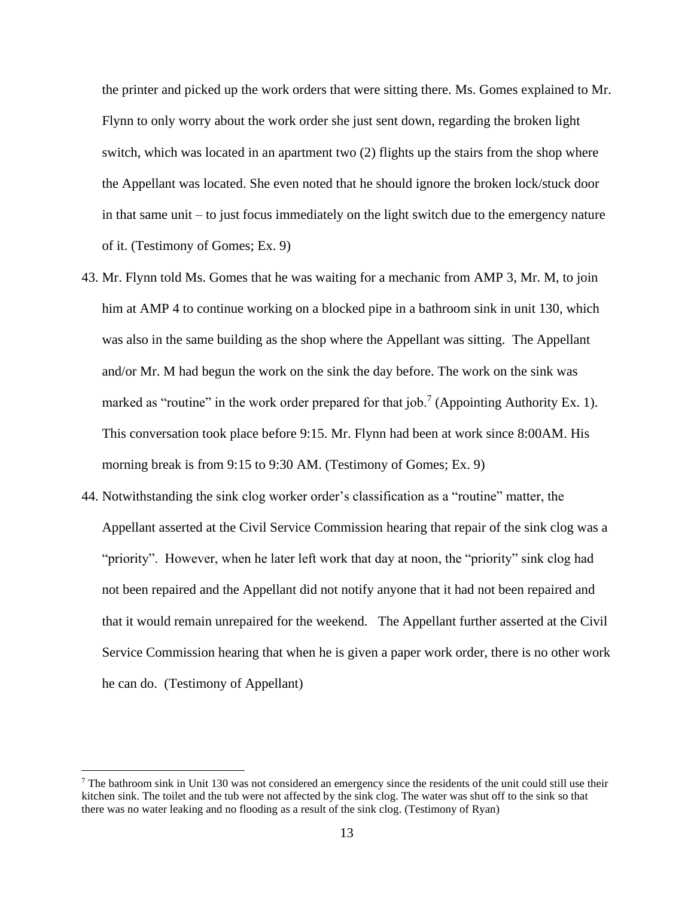the printer and picked up the work orders that were sitting there. Ms. Gomes explained to Mr. Flynn to only worry about the work order she just sent down, regarding the broken light switch, which was located in an apartment two (2) flights up the stairs from the shop where the Appellant was located. She even noted that he should ignore the broken lock/stuck door in that same unit – to just focus immediately on the light switch due to the emergency nature of it. (Testimony of Gomes; Ex. 9)

43. Mr. Flynn told Ms. Gomes that he was waiting for a mechanic from AMP 3, Mr. M, to join him at AMP 4 to continue working on a blocked pipe in a bathroom sink in unit 130, which was also in the same building as the shop where the Appellant was sitting. The Appellant and/or Mr. M had begun the work on the sink the day before. The work on the sink was marked as "routine" in the work order prepared for that job.[7] (Appointing Authority Ex. 1). This conversation took place before 9:15. Mr. Flynn had been at work since 8:00AM. His morning break is from 9:15 to 9:30 AM. (Testimony of Gomes; Ex. 9)

44. Notwithstanding the sink clog worker order's classification as a "routine" matter, the Appellant asserted at the Civil Service Commission hearing that repair of the sink clog was a "priority". However, when he later left work that day at noon, the "priority" sink clog had not been repaired and the Appellant did not notify anyone that it had not been repaired and that it would remain unrepaired for the weekend. The Appellant further asserted at the Civil Service Commission hearing that when he is given a paper work order, there is no other work he can do. (Testimony of Appellant)

[7] The bathroom sink in Unit 130 was not considered an emergency since the residents of the unit could still use their kitchen sink. The toilet and the tub were not affected by the sink clog. The water was shut off to the sink so that there was no water leaking and no flooding as a result of the sink clog. (Testimony of Ryan)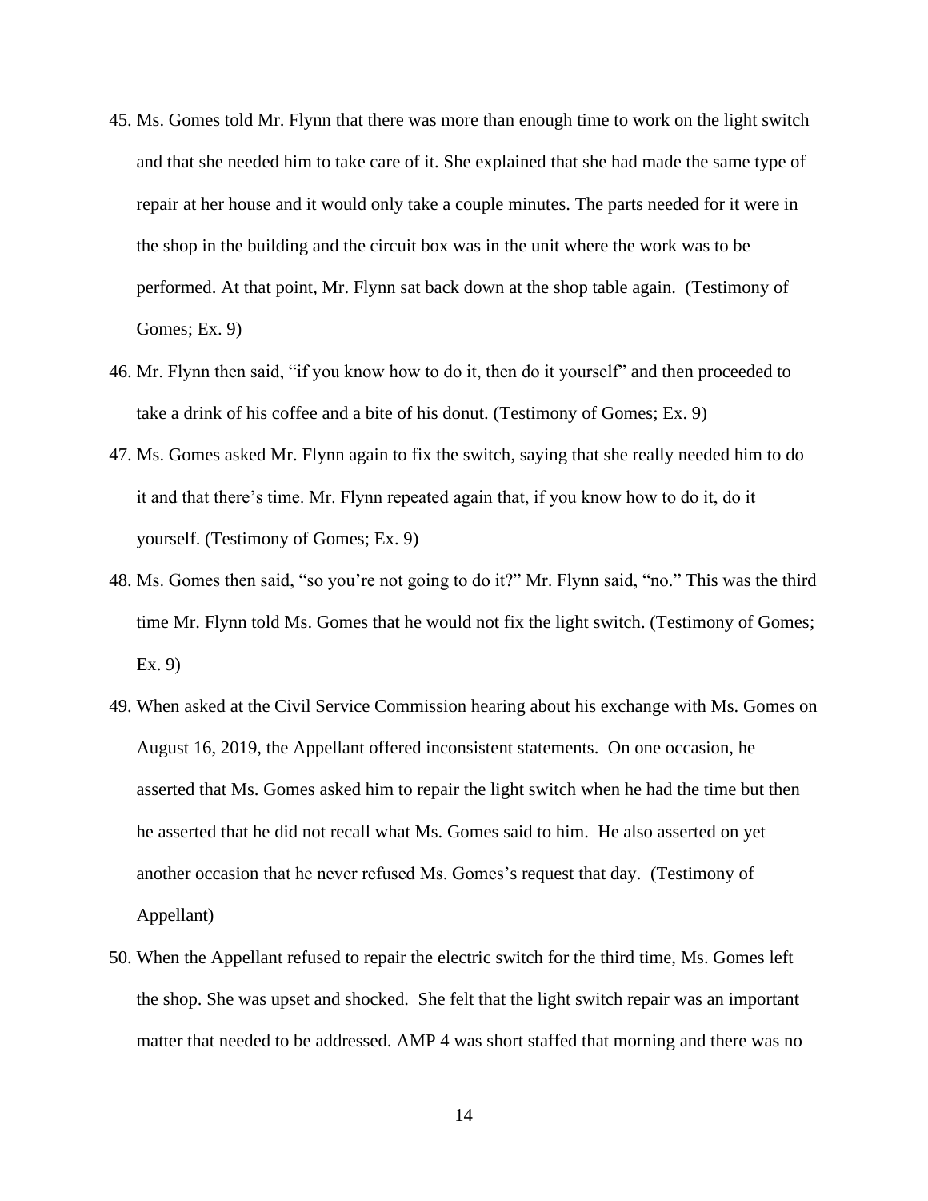45. Ms. Gomes told Mr. Flynn that there was more than enough time to work on the light switch and that she needed him to take care of it. She explained that she had made the same type of repair at her house and it would only take a couple minutes. The parts needed for it were in the shop in the building and the circuit box was in the unit where the work was to be performed. At that point, Mr. Flynn sat back down at the shop table again. (Testimony of Gomes; Ex. 9)

46. Mr. Flynn then said, "if you know how to do it, then do it yourself" and then proceeded to take a drink of his coffee and a bite of his donut. (Testimony of Gomes; Ex. 9)

47. Ms. Gomes asked Mr. Flynn again to fix the switch, saying that she really needed him to do it and that there's time. Mr. Flynn repeated again that, if you know how to do it, do it yourself. (Testimony of Gomes; Ex. 9)

48. Ms. Gomes then said, "so you're not going to do it?" Mr. Flynn said, "no." This was the third time Mr. Flynn told Ms. Gomes that he would not fix the light switch. (Testimony of Gomes; Ex. 9)

49. When asked at the Civil Service Commission hearing about his exchange with Ms. Gomes on August 16, 2019, the Appellant offered inconsistent statements. On one occasion, he asserted that Ms. Gomes asked him to repair the light switch when he had the time but then he asserted that he did not recall what Ms. Gomes said to him. He also asserted on yet another occasion that he never refused Ms. Gomes's request that day. (Testimony of Appellant)

50. When the Appellant refused to repair the electric switch for the third time, Ms. Gomes left the shop. She was upset and shocked. She felt that the light switch repair was an important matter that needed to be addressed. AMP 4 was short staffed that morning and there was no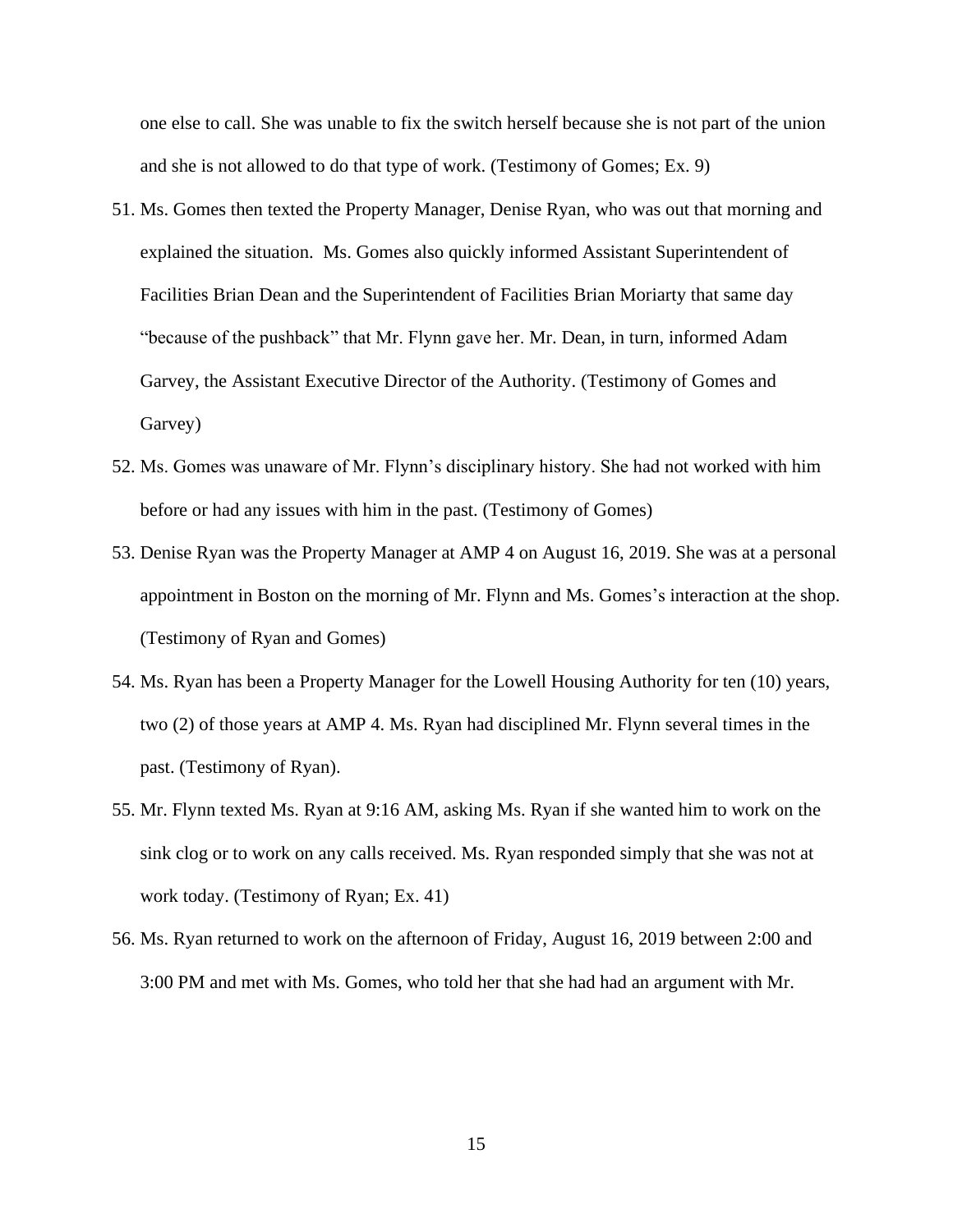one else to call. She was unable to fix the switch herself because she is not part of the union and she is not allowed to do that type of work. (Testimony of Gomes; Ex. 9)

51. Ms. Gomes then texted the Property Manager, Denise Ryan, who was out that morning and explained the situation. Ms. Gomes also quickly informed Assistant Superintendent of Facilities Brian Dean and the Superintendent of Facilities Brian Moriarty that same day "because of the pushback" that Mr. Flynn gave her. Mr. Dean, in turn, informed Adam Garvey, the Assistant Executive Director of the Authority. (Testimony of Gomes and Garvey)
52. Ms. Gomes was unaware of Mr. Flynn's disciplinary history. She had not worked with him before or had any issues with him in the past. (Testimony of Gomes)
53. Denise Ryan was the Property Manager at AMP 4 on August 16, 2019. She was at a personal appointment in Boston on the morning of Mr. Flynn and Ms. Gomes's interaction at the shop. (Testimony of Ryan and Gomes)
54. Ms. Ryan has been a Property Manager for the Lowell Housing Authority for ten (10) years, two (2) of those years at AMP 4. Ms. Ryan had disciplined Mr. Flynn several times in the past. (Testimony of Ryan).
55. Mr. Flynn texted Ms. Ryan at 9:16 AM, asking Ms. Ryan if she wanted him to work on the sink clog or to work on any calls received. Ms. Ryan responded simply that she was not at work today. (Testimony of Ryan; Ex. 41)
56. Ms. Ryan returned to work on the afternoon of Friday, August 16, 2019 between 2:00 and 3:00 PM and met with Ms. Gomes, who told her that she had had an argument with Mr.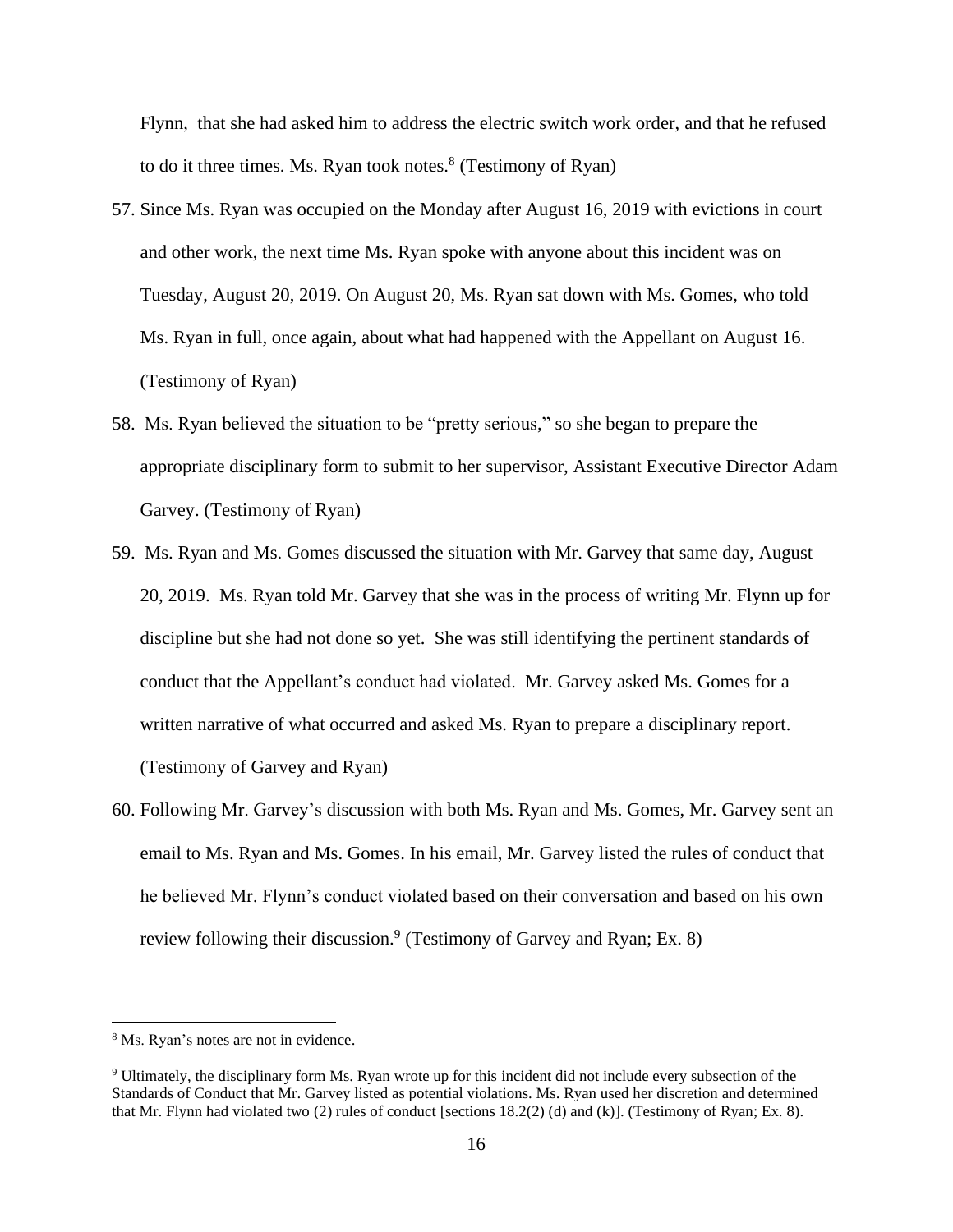Flynn, that she had asked him to address the electric switch work order, and that he refused to do it three times. Ms. Ryan took notes.[8] (Testimony of Ryan)

57. Since Ms. Ryan was occupied on the Monday after August 16, 2019 with evictions in court and other work, the next time Ms. Ryan spoke with anyone about this incident was on Tuesday, August 20, 2019. On August 20, Ms. Ryan sat down with Ms. Gomes, who told Ms. Ryan in full, once again, about what had happened with the Appellant on August 16. (Testimony of Ryan)

58. Ms. Ryan believed the situation to be "pretty serious," so she began to prepare the appropriate disciplinary form to submit to her supervisor, Assistant Executive Director Adam Garvey. (Testimony of Ryan)

59. Ms. Ryan and Ms. Gomes discussed the situation with Mr. Garvey that same day, August 20, 2019. Ms. Ryan told Mr. Garvey that she was in the process of writing Mr. Flynn up for discipline but she had not done so yet. She was still identifying the pertinent standards of conduct that the Appellant's conduct had violated. Mr. Garvey asked Ms. Gomes for a written narrative of what occurred and asked Ms. Ryan to prepare a disciplinary report. (Testimony of Garvey and Ryan)

60. Following Mr. Garvey's discussion with both Ms. Ryan and Ms. Gomes, Mr. Garvey sent an email to Ms. Ryan and Ms. Gomes. In his email, Mr. Garvey listed the rules of conduct that he believed Mr. Flynn's conduct violated based on their conversation and based on his own review following their discussion.[9] (Testimony of Garvey and Ryan; Ex. 8)

---

[8] Ms. Ryan's notes are not in evidence.

[9] Ultimately, the disciplinary form Ms. Ryan wrote up for this incident did not include every subsection of the Standards of Conduct that Mr. Garvey listed as potential violations. Ms. Ryan used her discretion and determined that Mr. Flynn had violated two (2) rules of conduct [sections 18.2(2) (d) and (k)]. (Testimony of Ryan; Ex. 8).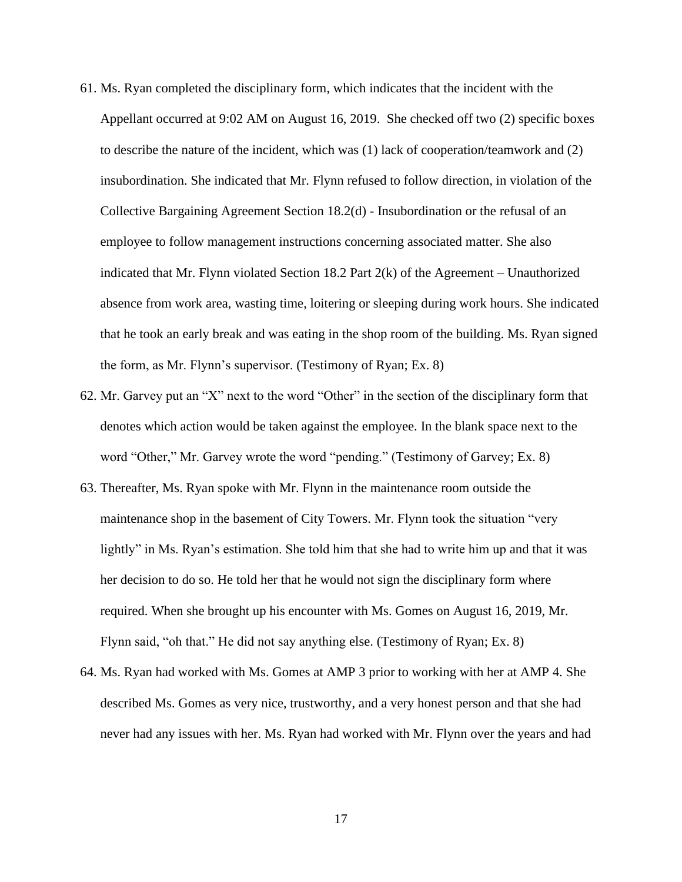61. Ms. Ryan completed the disciplinary form, which indicates that the incident with the Appellant occurred at 9:02 AM on August 16, 2019. She checked off two (2) specific boxes to describe the nature of the incident, which was (1) lack of cooperation/teamwork and (2) insubordination. She indicated that Mr. Flynn refused to follow direction, in violation of the Collective Bargaining Agreement Section 18.2(d) - Insubordination or the refusal of an employee to follow management instructions concerning associated matter. She also indicated that Mr. Flynn violated Section 18.2 Part 2(k) of the Agreement – Unauthorized absence from work area, wasting time, loitering or sleeping during work hours. She indicated that he took an early break and was eating in the shop room of the building. Ms. Ryan signed the form, as Mr. Flynn's supervisor. (Testimony of Ryan; Ex. 8)

62. Mr. Garvey put an "X" next to the word "Other" in the section of the disciplinary form that denotes which action would be taken against the employee. In the blank space next to the word "Other," Mr. Garvey wrote the word "pending." (Testimony of Garvey; Ex. 8)

63. Thereafter, Ms. Ryan spoke with Mr. Flynn in the maintenance room outside the maintenance shop in the basement of City Towers. Mr. Flynn took the situation "very lightly" in Ms. Ryan's estimation. She told him that she had to write him up and that it was her decision to do so. He told her that he would not sign the disciplinary form where required. When she brought up his encounter with Ms. Gomes on August 16, 2019, Mr. Flynn said, "oh that." He did not say anything else. (Testimony of Ryan; Ex. 8)

64. Ms. Ryan had worked with Ms. Gomes at AMP 3 prior to working with her at AMP 4. She described Ms. Gomes as very nice, trustworthy, and a very honest person and that she had never had any issues with her. Ms. Ryan had worked with Mr. Flynn over the years and had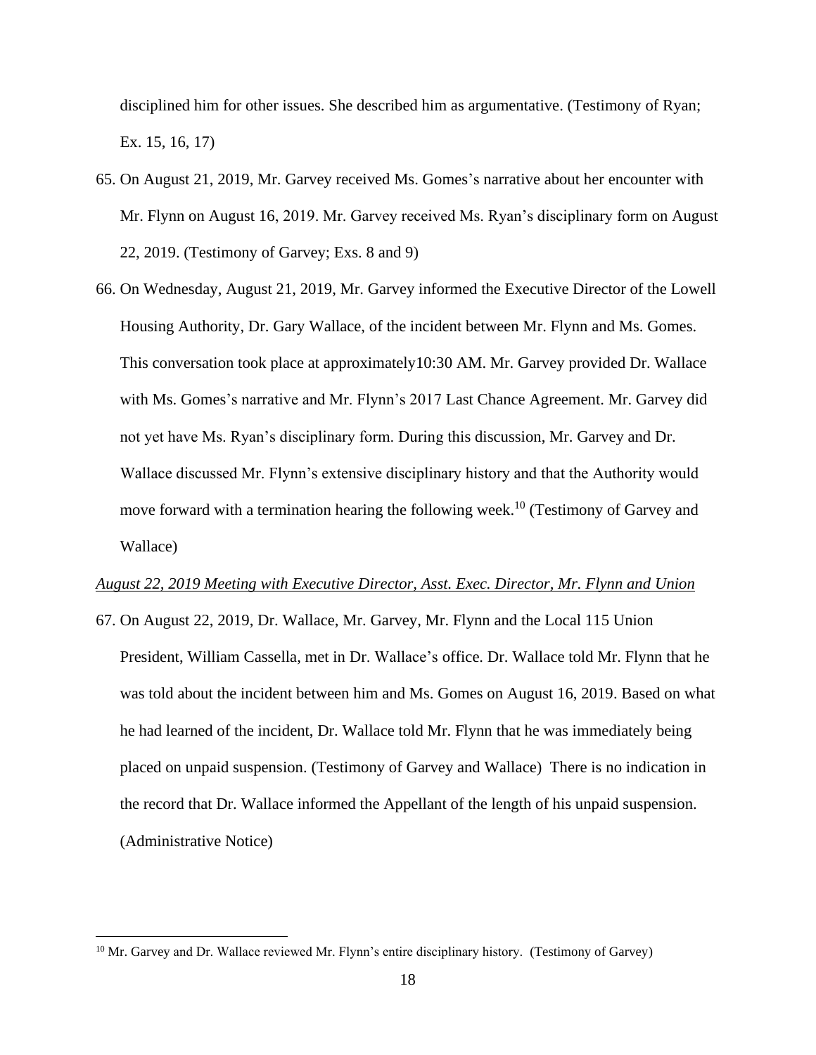disciplined him for other issues. She described him as argumentative. (Testimony of Ryan; Ex. 15, 16, 17)

65. On August 21, 2019, Mr. Garvey received Ms. Gomes's narrative about her encounter with Mr. Flynn on August 16, 2019. Mr. Garvey received Ms. Ryan's disciplinary form on August 22, 2019. (Testimony of Garvey; Exs. 8 and 9)

66. On Wednesday, August 21, 2019, Mr. Garvey informed the Executive Director of the Lowell Housing Authority, Dr. Gary Wallace, of the incident between Mr. Flynn and Ms. Gomes. This conversation took place at approximately10:30 AM. Mr. Garvey provided Dr. Wallace with Ms. Gomes's narrative and Mr. Flynn's 2017 Last Chance Agreement. Mr. Garvey did not yet have Ms. Ryan's disciplinary form. During this discussion, Mr. Garvey and Dr. Wallace discussed Mr. Flynn's extensive disciplinary history and that the Authority would move forward with a termination hearing the following week.[10] (Testimony of Garvey and Wallace)

*August 22, 2019 Meeting with Executive Director, Asst. Exec. Director, Mr. Flynn and Union*

67. On August 22, 2019, Dr. Wallace, Mr. Garvey, Mr. Flynn and the Local 115 Union President, William Cassella, met in Dr. Wallace's office. Dr. Wallace told Mr. Flynn that he was told about the incident between him and Ms. Gomes on August 16, 2019. Based on what he had learned of the incident, Dr. Wallace told Mr. Flynn that he was immediately being placed on unpaid suspension. (Testimony of Garvey and Wallace) There is no indication in the record that Dr. Wallace informed the Appellant of the length of his unpaid suspension. (Administrative Notice)

[10] Mr. Garvey and Dr. Wallace reviewed Mr. Flynn's entire disciplinary history. (Testimony of Garvey)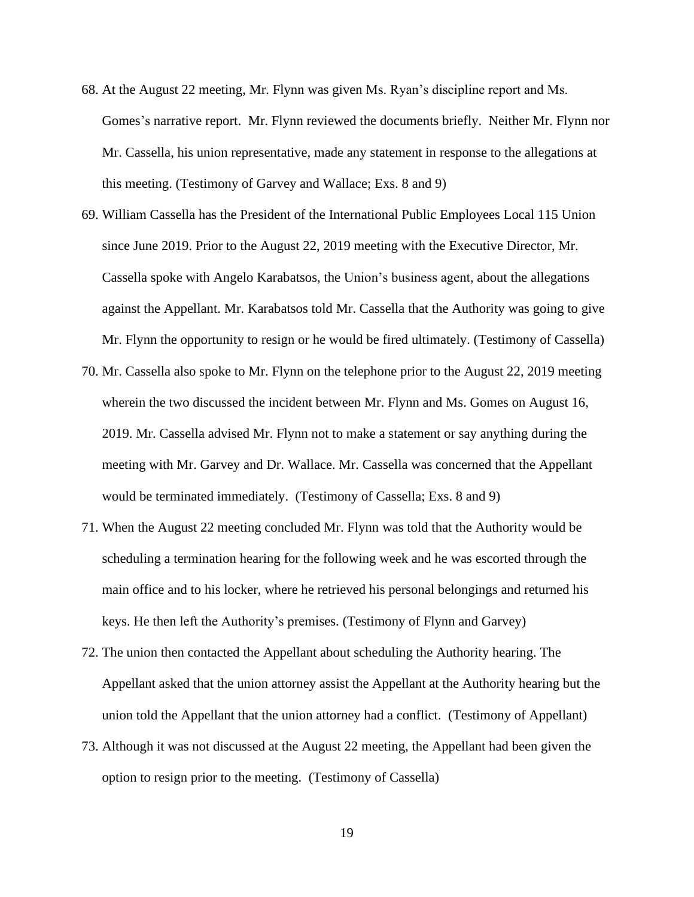68. At the August 22 meeting, Mr. Flynn was given Ms. Ryan's discipline report and Ms. Gomes's narrative report. Mr. Flynn reviewed the documents briefly. Neither Mr. Flynn nor Mr. Cassella, his union representative, made any statement in response to the allegations at this meeting. (Testimony of Garvey and Wallace; Exs. 8 and 9)

69. William Cassella has the President of the International Public Employees Local 115 Union since June 2019. Prior to the August 22, 2019 meeting with the Executive Director, Mr. Cassella spoke with Angelo Karabatsos, the Union's business agent, about the allegations against the Appellant. Mr. Karabatsos told Mr. Cassella that the Authority was going to give Mr. Flynn the opportunity to resign or he would be fired ultimately. (Testimony of Cassella)

70. Mr. Cassella also spoke to Mr. Flynn on the telephone prior to the August 22, 2019 meeting wherein the two discussed the incident between Mr. Flynn and Ms. Gomes on August 16, 2019. Mr. Cassella advised Mr. Flynn not to make a statement or say anything during the meeting with Mr. Garvey and Dr. Wallace. Mr. Cassella was concerned that the Appellant would be terminated immediately. (Testimony of Cassella; Exs. 8 and 9)

71. When the August 22 meeting concluded Mr. Flynn was told that the Authority would be scheduling a termination hearing for the following week and he was escorted through the main office and to his locker, where he retrieved his personal belongings and returned his keys. He then left the Authority's premises. (Testimony of Flynn and Garvey)

72. The union then contacted the Appellant about scheduling the Authority hearing. The Appellant asked that the union attorney assist the Appellant at the Authority hearing but the union told the Appellant that the union attorney had a conflict. (Testimony of Appellant)

73. Although it was not discussed at the August 22 meeting, the Appellant had been given the option to resign prior to the meeting. (Testimony of Cassella)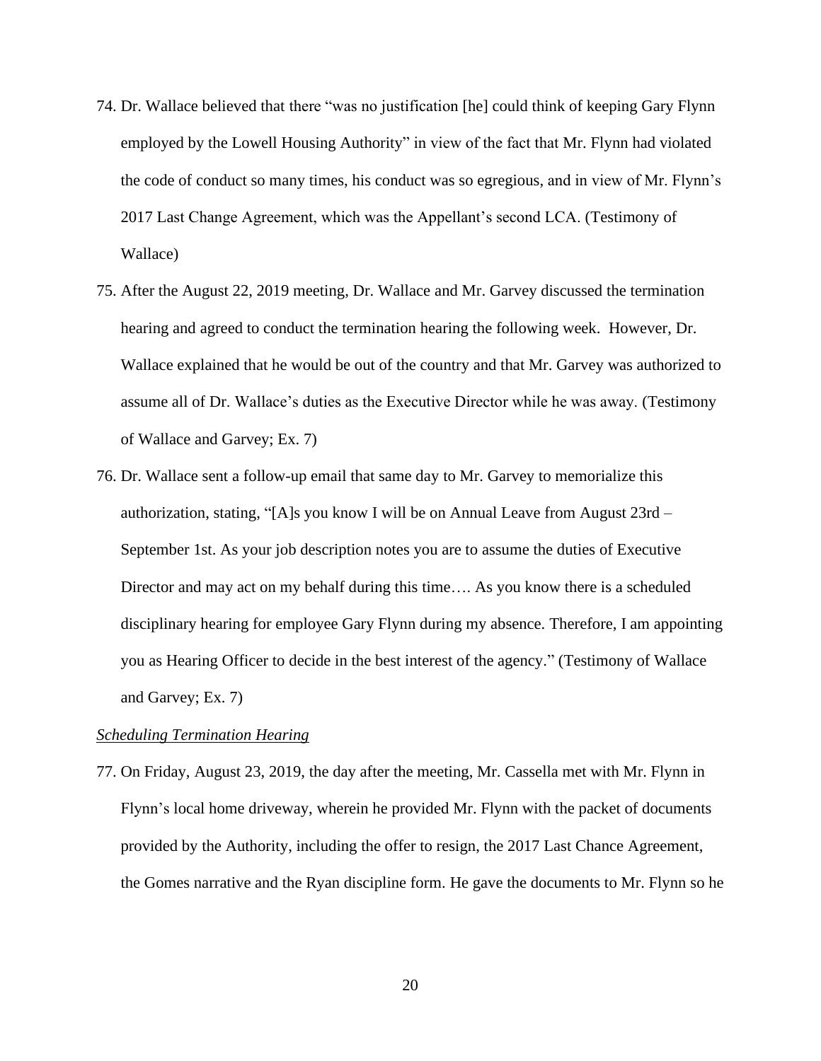74. Dr. Wallace believed that there "was no justification [he] could think of keeping Gary Flynn employed by the Lowell Housing Authority" in view of the fact that Mr. Flynn had violated the code of conduct so many times, his conduct was so egregious, and in view of Mr. Flynn's 2017 Last Change Agreement, which was the Appellant's second LCA. (Testimony of Wallace)

75. After the August 22, 2019 meeting, Dr. Wallace and Mr. Garvey discussed the termination hearing and agreed to conduct the termination hearing the following week. However, Dr. Wallace explained that he would be out of the country and that Mr. Garvey was authorized to assume all of Dr. Wallace's duties as the Executive Director while he was away. (Testimony of Wallace and Garvey; Ex. 7)

76. Dr. Wallace sent a follow-up email that same day to Mr. Garvey to memorialize this authorization, stating, "[A]s you know I will be on Annual Leave from August 23rd – September 1st. As your job description notes you are to assume the duties of Executive Director and may act on my behalf during this time…. As you know there is a scheduled disciplinary hearing for employee Gary Flynn during my absence. Therefore, I am appointing you as Hearing Officer to decide in the best interest of the agency." (Testimony of Wallace and Garvey; Ex. 7)

*Scheduling Termination Hearing*

77. On Friday, August 23, 2019, the day after the meeting, Mr. Cassella met with Mr. Flynn in Flynn's local home driveway, wherein he provided Mr. Flynn with the packet of documents provided by the Authority, including the offer to resign, the 2017 Last Chance Agreement, the Gomes narrative and the Ryan discipline form. He gave the documents to Mr. Flynn so he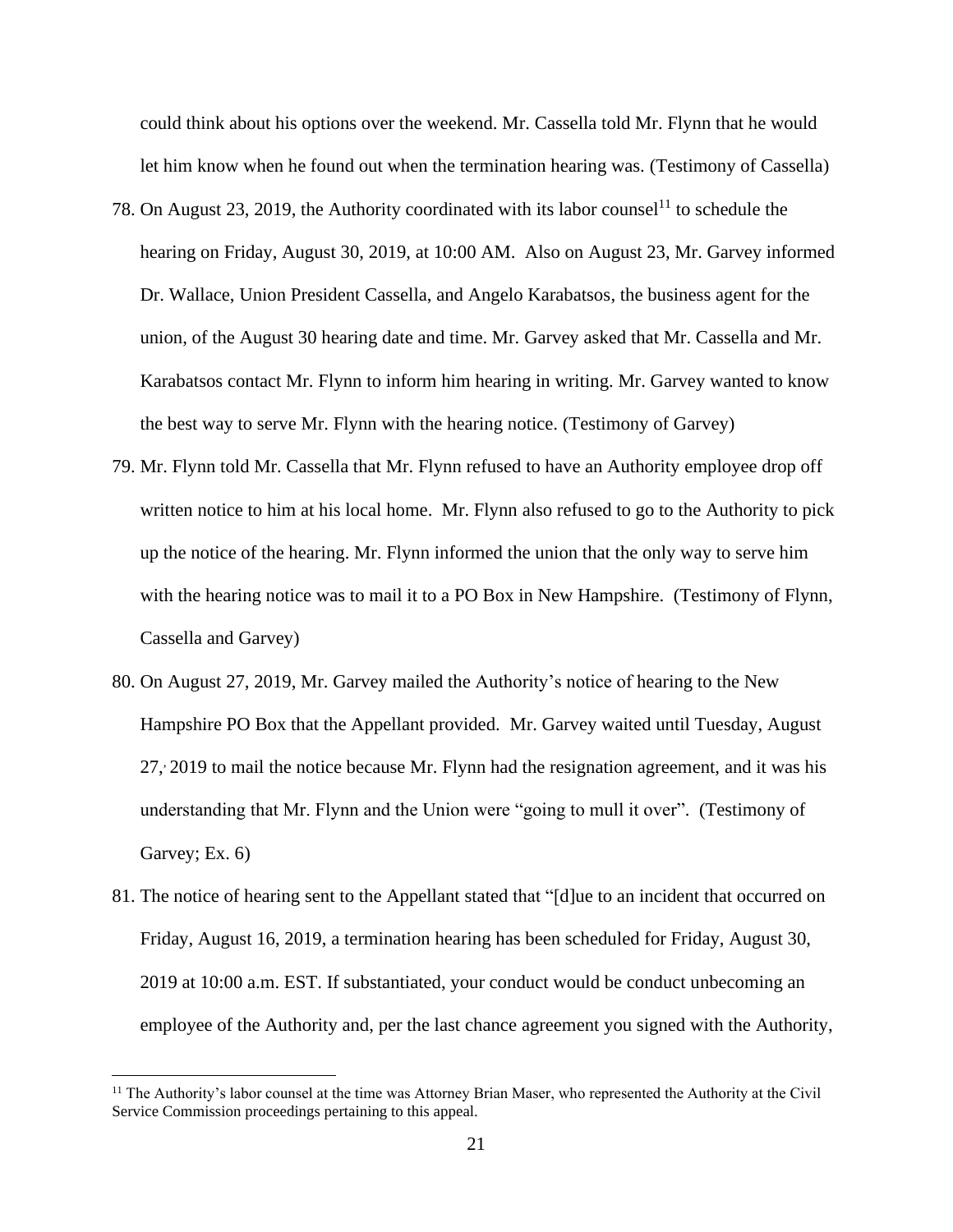could think about his options over the weekend. Mr. Cassella told Mr. Flynn that he would let him know when he found out when the termination hearing was. (Testimony of Cassella)

78. On August 23, 2019, the Authority coordinated with its labor counsel[11] to schedule the hearing on Friday, August 30, 2019, at 10:00 AM. Also on August 23, Mr. Garvey informed Dr. Wallace, Union President Cassella, and Angelo Karabatsos, the business agent for the union, of the August 30 hearing date and time. Mr. Garvey asked that Mr. Cassella and Mr. Karabatsos contact Mr. Flynn to inform him hearing in writing. Mr. Garvey wanted to know the best way to serve Mr. Flynn with the hearing notice. (Testimony of Garvey)

79. Mr. Flynn told Mr. Cassella that Mr. Flynn refused to have an Authority employee drop off written notice to him at his local home. Mr. Flynn also refused to go to the Authority to pick up the notice of the hearing. Mr. Flynn informed the union that the only way to serve him with the hearing notice was to mail it to a PO Box in New Hampshire. (Testimony of Flynn, Cassella and Garvey)

80. On August 27, 2019, Mr. Garvey mailed the Authority's notice of hearing to the New Hampshire PO Box that the Appellant provided. Mr. Garvey waited until Tuesday, August 27, 2019 to mail the notice because Mr. Flynn had the resignation agreement, and it was his understanding that Mr. Flynn and the Union were "going to mull it over". (Testimony of Garvey; Ex. 6)

81. The notice of hearing sent to the Appellant stated that "[d]ue to an incident that occurred on Friday, August 16, 2019, a termination hearing has been scheduled for Friday, August 30, 2019 at 10:00 a.m. EST. If substantiated, your conduct would be conduct unbecoming an employee of the Authority and, per the last chance agreement you signed with the Authority,

[11] The Authority's labor counsel at the time was Attorney Brian Maser, who represented the Authority at the Civil Service Commission proceedings pertaining to this appeal.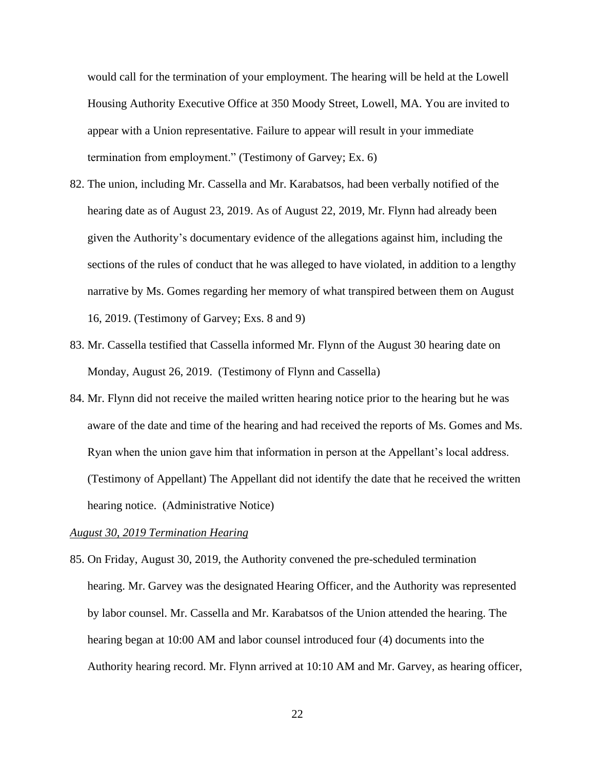would call for the termination of your employment. The hearing will be held at the Lowell Housing Authority Executive Office at 350 Moody Street, Lowell, MA. You are invited to appear with a Union representative. Failure to appear will result in your immediate termination from employment." (Testimony of Garvey; Ex. 6)

82. The union, including Mr. Cassella and Mr. Karabatsos, had been verbally notified of the hearing date as of August 23, 2019. As of August 22, 2019, Mr. Flynn had already been given the Authority's documentary evidence of the allegations against him, including the sections of the rules of conduct that he was alleged to have violated, in addition to a lengthy narrative by Ms. Gomes regarding her memory of what transpired between them on August 16, 2019. (Testimony of Garvey; Exs. 8 and 9)

83. Mr. Cassella testified that Cassella informed Mr. Flynn of the August 30 hearing date on Monday, August 26, 2019. (Testimony of Flynn and Cassella)

84. Mr. Flynn did not receive the mailed written hearing notice prior to the hearing but he was aware of the date and time of the hearing and had received the reports of Ms. Gomes and Ms. Ryan when the union gave him that information in person at the Appellant's local address. (Testimony of Appellant) The Appellant did not identify the date that he received the written hearing notice. (Administrative Notice)

*August 30, 2019 Termination Hearing*

85. On Friday, August 30, 2019, the Authority convened the pre-scheduled termination hearing. Mr. Garvey was the designated Hearing Officer, and the Authority was represented by labor counsel. Mr. Cassella and Mr. Karabatsos of the Union attended the hearing. The hearing began at 10:00 AM and labor counsel introduced four (4) documents into the Authority hearing record. Mr. Flynn arrived at 10:10 AM and Mr. Garvey, as hearing officer,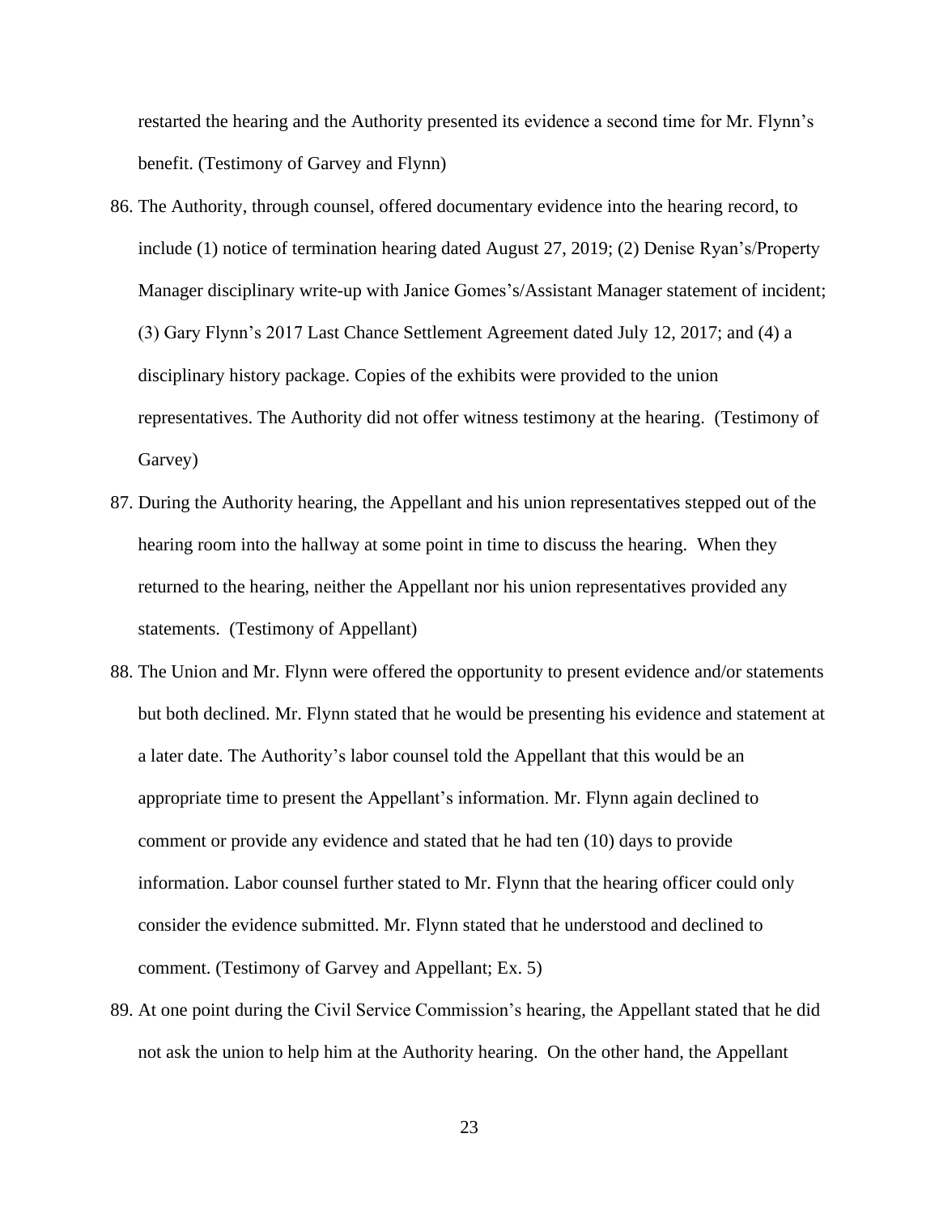restarted the hearing and the Authority presented its evidence a second time for Mr. Flynn's benefit. (Testimony of Garvey and Flynn)

86. The Authority, through counsel, offered documentary evidence into the hearing record, to include (1) notice of termination hearing dated August 27, 2019; (2) Denise Ryan's/Property Manager disciplinary write-up with Janice Gomes's/Assistant Manager statement of incident; (3) Gary Flynn's 2017 Last Chance Settlement Agreement dated July 12, 2017; and (4) a disciplinary history package. Copies of the exhibits were provided to the union representatives. The Authority did not offer witness testimony at the hearing. (Testimony of Garvey)

87. During the Authority hearing, the Appellant and his union representatives stepped out of the hearing room into the hallway at some point in time to discuss the hearing. When they returned to the hearing, neither the Appellant nor his union representatives provided any statements. (Testimony of Appellant)

88. The Union and Mr. Flynn were offered the opportunity to present evidence and/or statements but both declined. Mr. Flynn stated that he would be presenting his evidence and statement at a later date. The Authority's labor counsel told the Appellant that this would be an appropriate time to present the Appellant's information. Mr. Flynn again declined to comment or provide any evidence and stated that he had ten (10) days to provide information. Labor counsel further stated to Mr. Flynn that the hearing officer could only consider the evidence submitted. Mr. Flynn stated that he understood and declined to comment. (Testimony of Garvey and Appellant; Ex. 5)

89. At one point during the Civil Service Commission's hearing, the Appellant stated that he did not ask the union to help him at the Authority hearing. On the other hand, the Appellant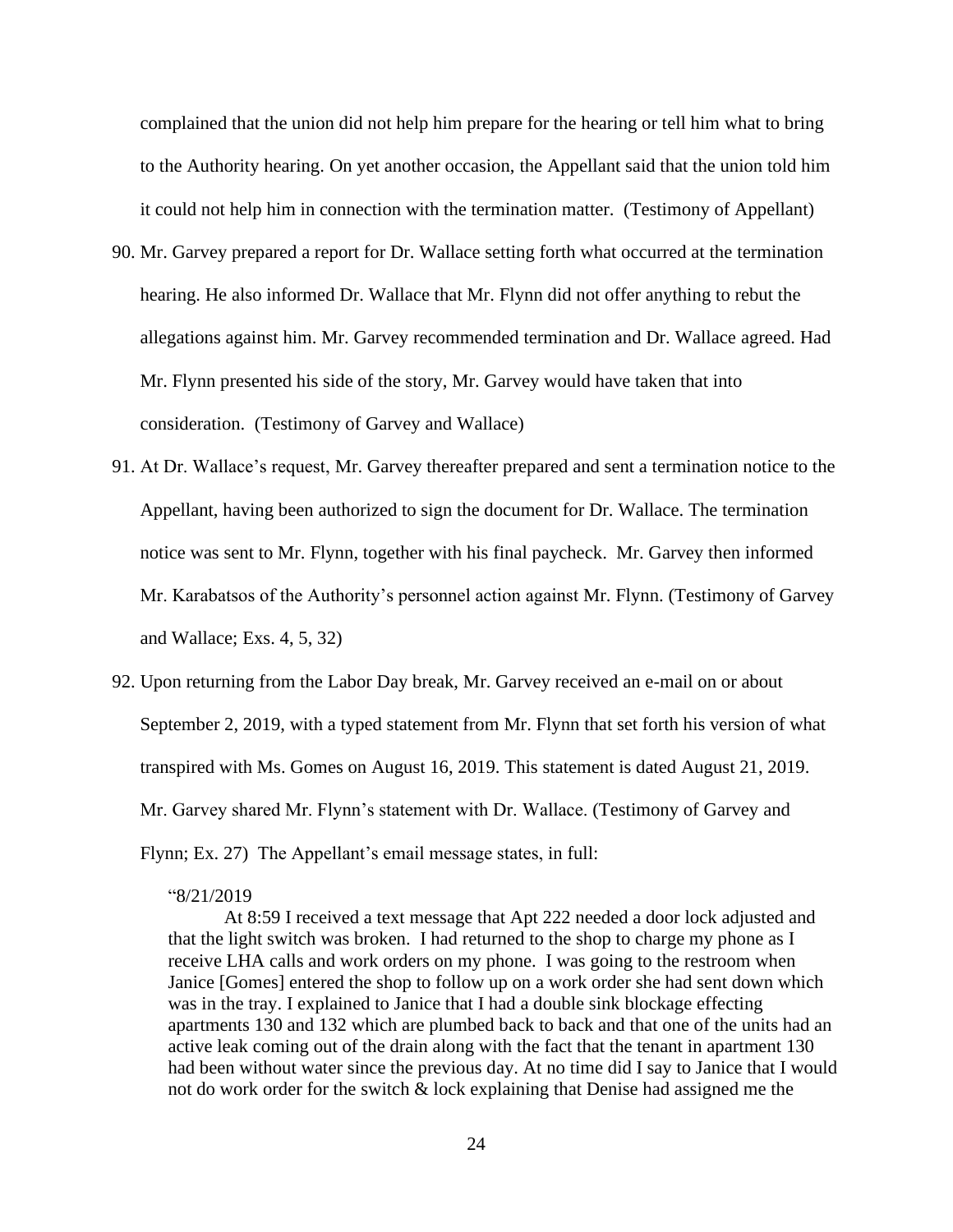complained that the union did not help him prepare for the hearing or tell him what to bring to the Authority hearing. On yet another occasion, the Appellant said that the union told him it could not help him in connection with the termination matter. (Testimony of Appellant)

90. Mr. Garvey prepared a report for Dr. Wallace setting forth what occurred at the termination hearing. He also informed Dr. Wallace that Mr. Flynn did not offer anything to rebut the allegations against him. Mr. Garvey recommended termination and Dr. Wallace agreed. Had Mr. Flynn presented his side of the story, Mr. Garvey would have taken that into consideration. (Testimony of Garvey and Wallace)

91. At Dr. Wallace's request, Mr. Garvey thereafter prepared and sent a termination notice to the Appellant, having been authorized to sign the document for Dr. Wallace. The termination notice was sent to Mr. Flynn, together with his final paycheck. Mr. Garvey then informed Mr. Karabatsos of the Authority's personnel action against Mr. Flynn. (Testimony of Garvey and Wallace; Exs. 4, 5, 32)

92. Upon returning from the Labor Day break, Mr. Garvey received an e-mail on or about September 2, 2019, with a typed statement from Mr. Flynn that set forth his version of what transpired with Ms. Gomes on August 16, 2019. This statement is dated August 21, 2019. Mr. Garvey shared Mr. Flynn's statement with Dr. Wallace. (Testimony of Garvey and Flynn; Ex. 27) The Appellant's email message states, in full:

> "8/21/2019
>
> At 8:59 I received a text message that Apt 222 needed a door lock adjusted and that the light switch was broken. I had returned to the shop to charge my phone as I receive LHA calls and work orders on my phone. I was going to the restroom when Janice [Gomes] entered the shop to follow up on a work order she had sent down which was in the tray. I explained to Janice that I had a double sink blockage effecting apartments 130 and 132 which are plumbed back to back and that one of the units had an active leak coming out of the drain along with the fact that the tenant in apartment 130 had been without water since the previous day. At no time did I say to Janice that I would not do work order for the switch & lock explaining that Denise had assigned me the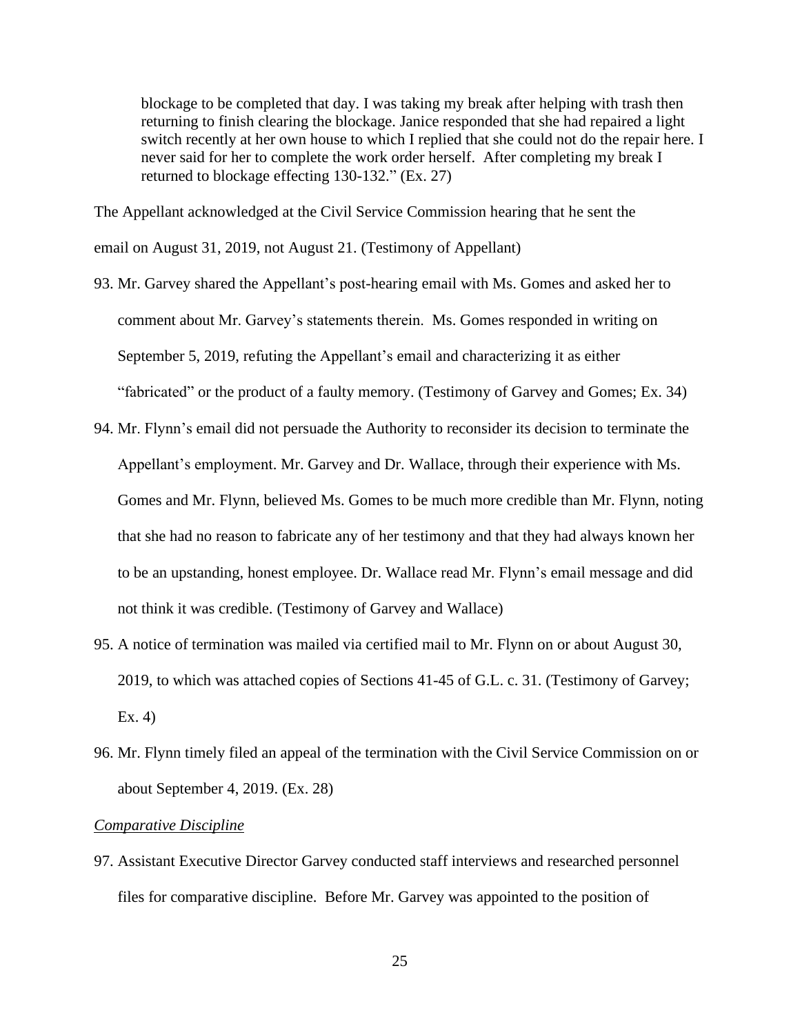> blockage to be completed that day. I was taking my break after helping with trash then returning to finish clearing the blockage. Janice responded that she had repaired a light switch recently at her own house to which I replied that she could not do the repair here. I never said for her to complete the work order herself. After completing my break I returned to blockage effecting 130-132." (Ex. 27)

The Appellant acknowledged at the Civil Service Commission hearing that he sent the email on August 31, 2019, not August 21. (Testimony of Appellant)

93. Mr. Garvey shared the Appellant's post-hearing email with Ms. Gomes and asked her to comment about Mr. Garvey's statements therein. Ms. Gomes responded in writing on September 5, 2019, refuting the Appellant's email and characterizing it as either "fabricated" or the product of a faulty memory. (Testimony of Garvey and Gomes; Ex. 34)

94. Mr. Flynn's email did not persuade the Authority to reconsider its decision to terminate the Appellant's employment. Mr. Garvey and Dr. Wallace, through their experience with Ms. Gomes and Mr. Flynn, believed Ms. Gomes to be much more credible than Mr. Flynn, noting that she had no reason to fabricate any of her testimony and that they had always known her to be an upstanding, honest employee. Dr. Wallace read Mr. Flynn's email message and did not think it was credible. (Testimony of Garvey and Wallace)

95. A notice of termination was mailed via certified mail to Mr. Flynn on or about August 30, 2019, to which was attached copies of Sections 41-45 of G.L. c. 31. (Testimony of Garvey; Ex. 4)

96. Mr. Flynn timely filed an appeal of the termination with the Civil Service Commission on or about September 4, 2019. (Ex. 28)

*Comparative Discipline*

97. Assistant Executive Director Garvey conducted staff interviews and researched personnel files for comparative discipline. Before Mr. Garvey was appointed to the position of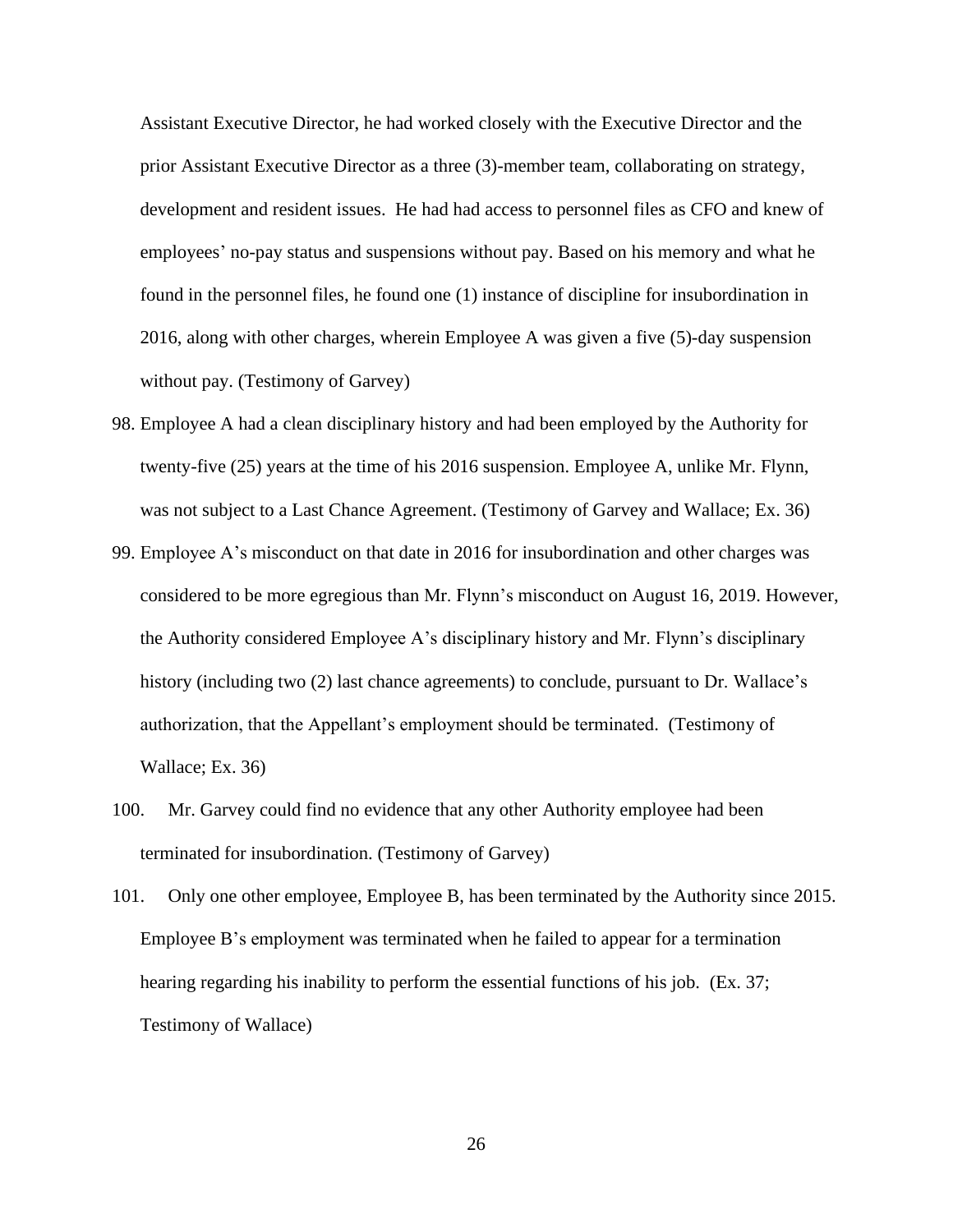Assistant Executive Director, he had worked closely with the Executive Director and the prior Assistant Executive Director as a three (3)-member team, collaborating on strategy, development and resident issues. He had had access to personnel files as CFO and knew of employees' no-pay status and suspensions without pay. Based on his memory and what he found in the personnel files, he found one (1) instance of discipline for insubordination in 2016, along with other charges, wherein Employee A was given a five (5)-day suspension without pay. (Testimony of Garvey)

98. Employee A had a clean disciplinary history and had been employed by the Authority for twenty-five (25) years at the time of his 2016 suspension. Employee A, unlike Mr. Flynn, was not subject to a Last Chance Agreement. (Testimony of Garvey and Wallace; Ex. 36)

99. Employee A's misconduct on that date in 2016 for insubordination and other charges was considered to be more egregious than Mr. Flynn's misconduct on August 16, 2019. However, the Authority considered Employee A's disciplinary history and Mr. Flynn's disciplinary history (including two (2) last chance agreements) to conclude, pursuant to Dr. Wallace's authorization, that the Appellant's employment should be terminated. (Testimony of Wallace; Ex. 36)

100. Mr. Garvey could find no evidence that any other Authority employee had been terminated for insubordination. (Testimony of Garvey)

101. Only one other employee, Employee B, has been terminated by the Authority since 2015. Employee B's employment was terminated when he failed to appear for a termination hearing regarding his inability to perform the essential functions of his job. (Ex. 37; Testimony of Wallace)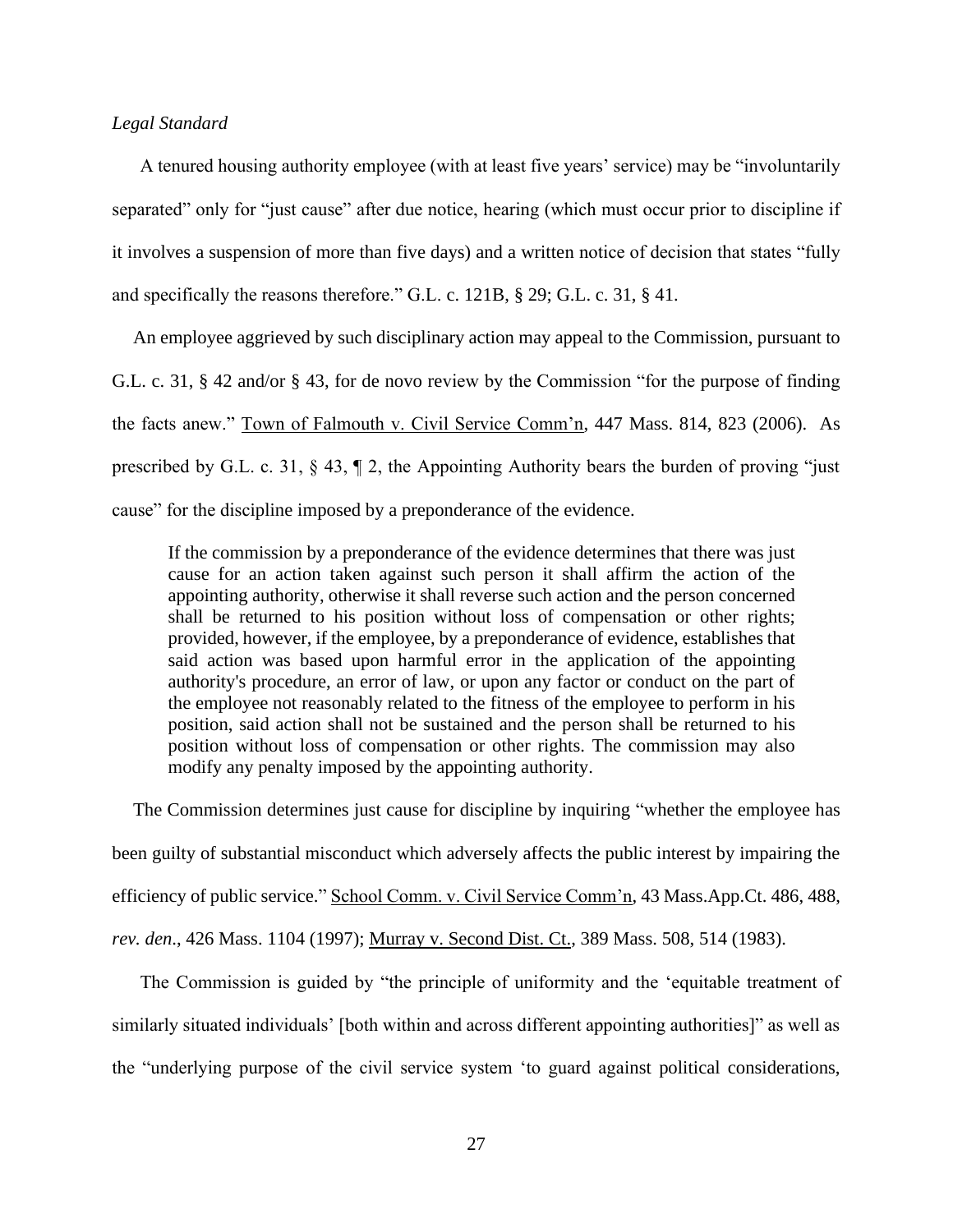*Legal Standard*

A tenured housing authority employee (with at least five years' service) may be "involuntarily separated" only for "just cause" after due notice, hearing (which must occur prior to discipline if it involves a suspension of more than five days) and a written notice of decision that states "fully and specifically the reasons therefore." G.L. c. 121B, § 29; G.L. c. 31, § 41.

An employee aggrieved by such disciplinary action may appeal to the Commission, pursuant to G.L. c. 31, § 42 and/or § 43, for de novo review by the Commission "for the purpose of finding the facts anew." Town of Falmouth v. Civil Service Comm'n, 447 Mass. 814, 823 (2006). As prescribed by G.L. c. 31, § 43, ¶ 2, the Appointing Authority bears the burden of proving "just cause" for the discipline imposed by a preponderance of the evidence.

> If the commission by a preponderance of the evidence determines that there was just cause for an action taken against such person it shall affirm the action of the appointing authority, otherwise it shall reverse such action and the person concerned shall be returned to his position without loss of compensation or other rights; provided, however, if the employee, by a preponderance of evidence, establishes that said action was based upon harmful error in the application of the appointing authority's procedure, an error of law, or upon any factor or conduct on the part of the employee not reasonably related to the fitness of the employee to perform in his position, said action shall not be sustained and the person shall be returned to his position without loss of compensation or other rights. The commission may also modify any penalty imposed by the appointing authority.

The Commission determines just cause for discipline by inquiring "whether the employee has been guilty of substantial misconduct which adversely affects the public interest by impairing the efficiency of public service." School Comm. v. Civil Service Comm'n, 43 Mass.App.Ct. 486, 488, *rev. den*., 426 Mass. 1104 (1997); Murray v. Second Dist. Ct., 389 Mass. 508, 514 (1983).

The Commission is guided by "the principle of uniformity and the 'equitable treatment of similarly situated individuals' [both within and across different appointing authorities]" as well as the "underlying purpose of the civil service system 'to guard against political considerations,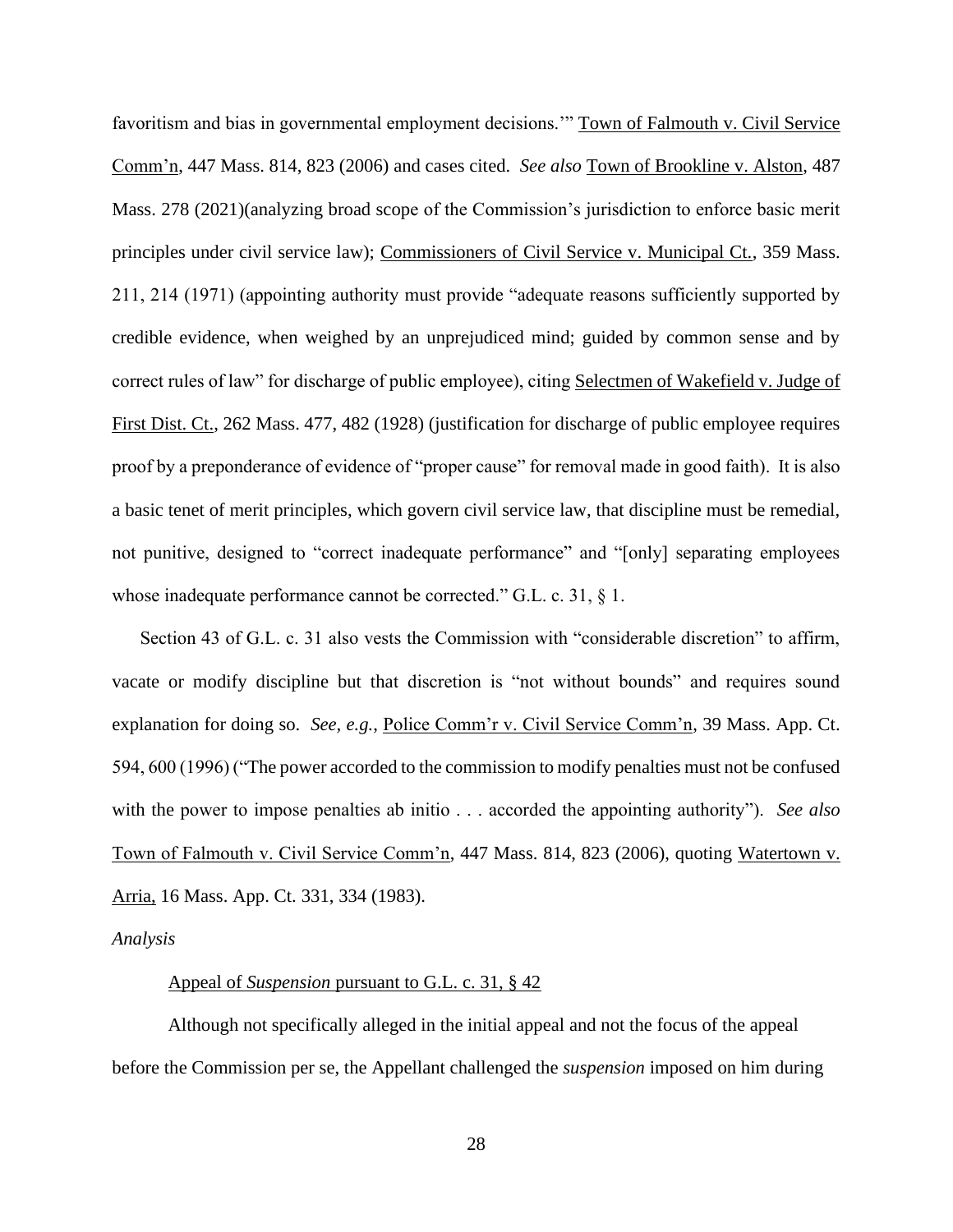favoritism and bias in governmental employment decisions.'" Town of Falmouth v. Civil Service Comm'n, 447 Mass. 814, 823 (2006) and cases cited. *See also* Town of Brookline v. Alston, 487 Mass. 278 (2021)(analyzing broad scope of the Commission's jurisdiction to enforce basic merit principles under civil service law); Commissioners of Civil Service v. Municipal Ct., 359 Mass. 211, 214 (1971) (appointing authority must provide "adequate reasons sufficiently supported by credible evidence, when weighed by an unprejudiced mind; guided by common sense and by correct rules of law" for discharge of public employee), citing Selectmen of Wakefield v. Judge of First Dist. Ct., 262 Mass. 477, 482 (1928) (justification for discharge of public employee requires proof by a preponderance of evidence of "proper cause" for removal made in good faith). It is also a basic tenet of merit principles, which govern civil service law, that discipline must be remedial, not punitive, designed to "correct inadequate performance" and "[only] separating employees whose inadequate performance cannot be corrected." G.L. c. 31, § 1.

Section 43 of G.L. c. 31 also vests the Commission with "considerable discretion" to affirm, vacate or modify discipline but that discretion is "not without bounds" and requires sound explanation for doing so. *See, e.g.*, Police Comm'r v. Civil Service Comm'n, 39 Mass. App. Ct. 594, 600 (1996) ("The power accorded to the commission to modify penalties must not be confused with the power to impose penalties ab initio . . . accorded the appointing authority"). *See also* Town of Falmouth v. Civil Service Comm'n, 447 Mass. 814, 823 (2006), quoting Watertown v. Arria, 16 Mass. App. Ct. 331, 334 (1983).

*Analysis*

Appeal of *Suspension* pursuant to G.L. c. 31, § 42

Although not specifically alleged in the initial appeal and not the focus of the appeal before the Commission per se, the Appellant challenged the *suspension* imposed on him during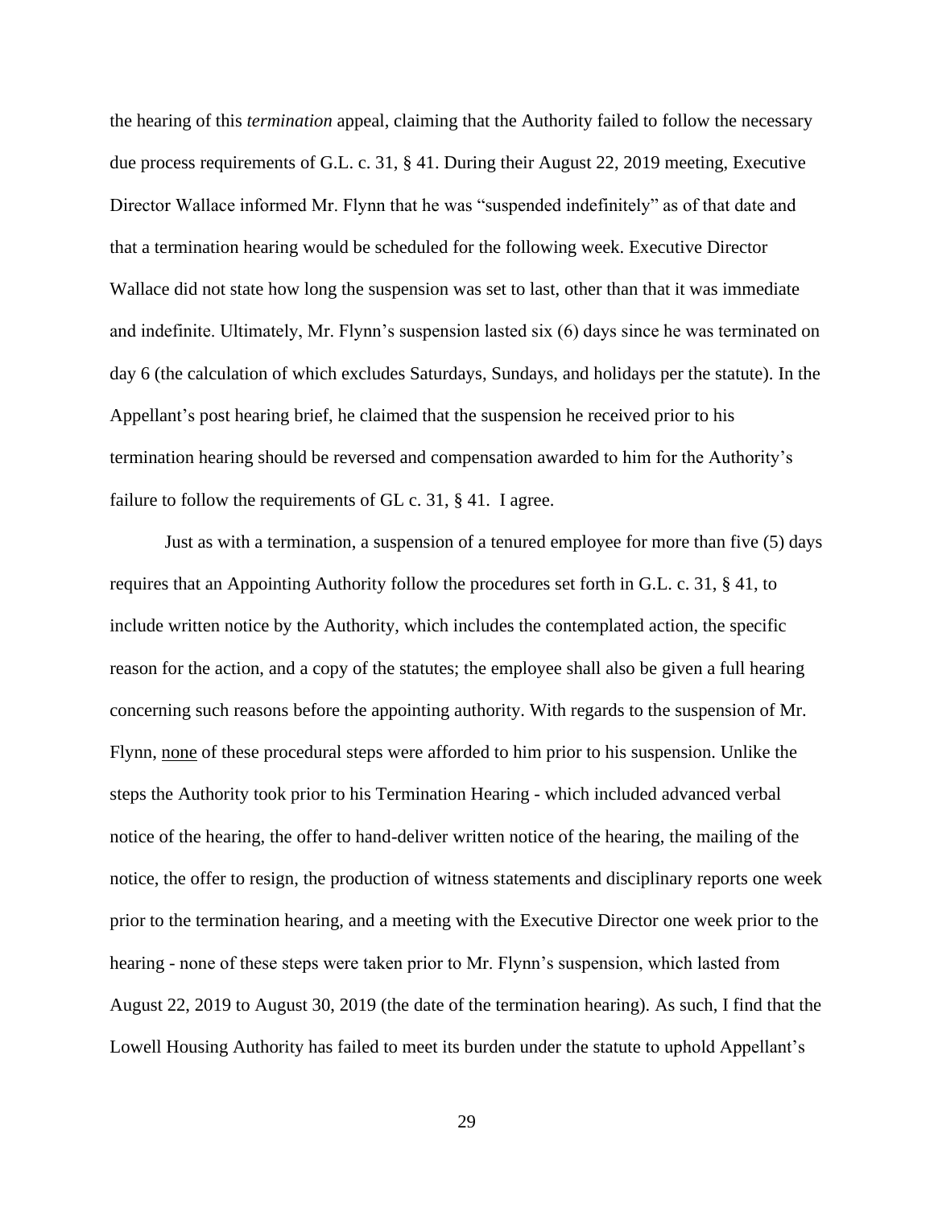the hearing of this *termination* appeal, claiming that the Authority failed to follow the necessary due process requirements of G.L. c. 31, § 41. During their August 22, 2019 meeting, Executive Director Wallace informed Mr. Flynn that he was "suspended indefinitely" as of that date and that a termination hearing would be scheduled for the following week. Executive Director Wallace did not state how long the suspension was set to last, other than that it was immediate and indefinite. Ultimately, Mr. Flynn's suspension lasted six (6) days since he was terminated on day 6 (the calculation of which excludes Saturdays, Sundays, and holidays per the statute). In the Appellant's post hearing brief, he claimed that the suspension he received prior to his termination hearing should be reversed and compensation awarded to him for the Authority's failure to follow the requirements of GL c. 31, § 41. I agree.

Just as with a termination, a suspension of a tenured employee for more than five (5) days requires that an Appointing Authority follow the procedures set forth in G.L. c. 31, § 41, to include written notice by the Authority, which includes the contemplated action, the specific reason for the action, and a copy of the statutes; the employee shall also be given a full hearing concerning such reasons before the appointing authority. With regards to the suspension of Mr. Flynn, <u>none</u> of these procedural steps were afforded to him prior to his suspension. Unlike the steps the Authority took prior to his Termination Hearing - which included advanced verbal notice of the hearing, the offer to hand-deliver written notice of the hearing, the mailing of the notice, the offer to resign, the production of witness statements and disciplinary reports one week prior to the termination hearing, and a meeting with the Executive Director one week prior to the hearing - none of these steps were taken prior to Mr. Flynn's suspension, which lasted from August 22, 2019 to August 30, 2019 (the date of the termination hearing). As such, I find that the Lowell Housing Authority has failed to meet its burden under the statute to uphold Appellant's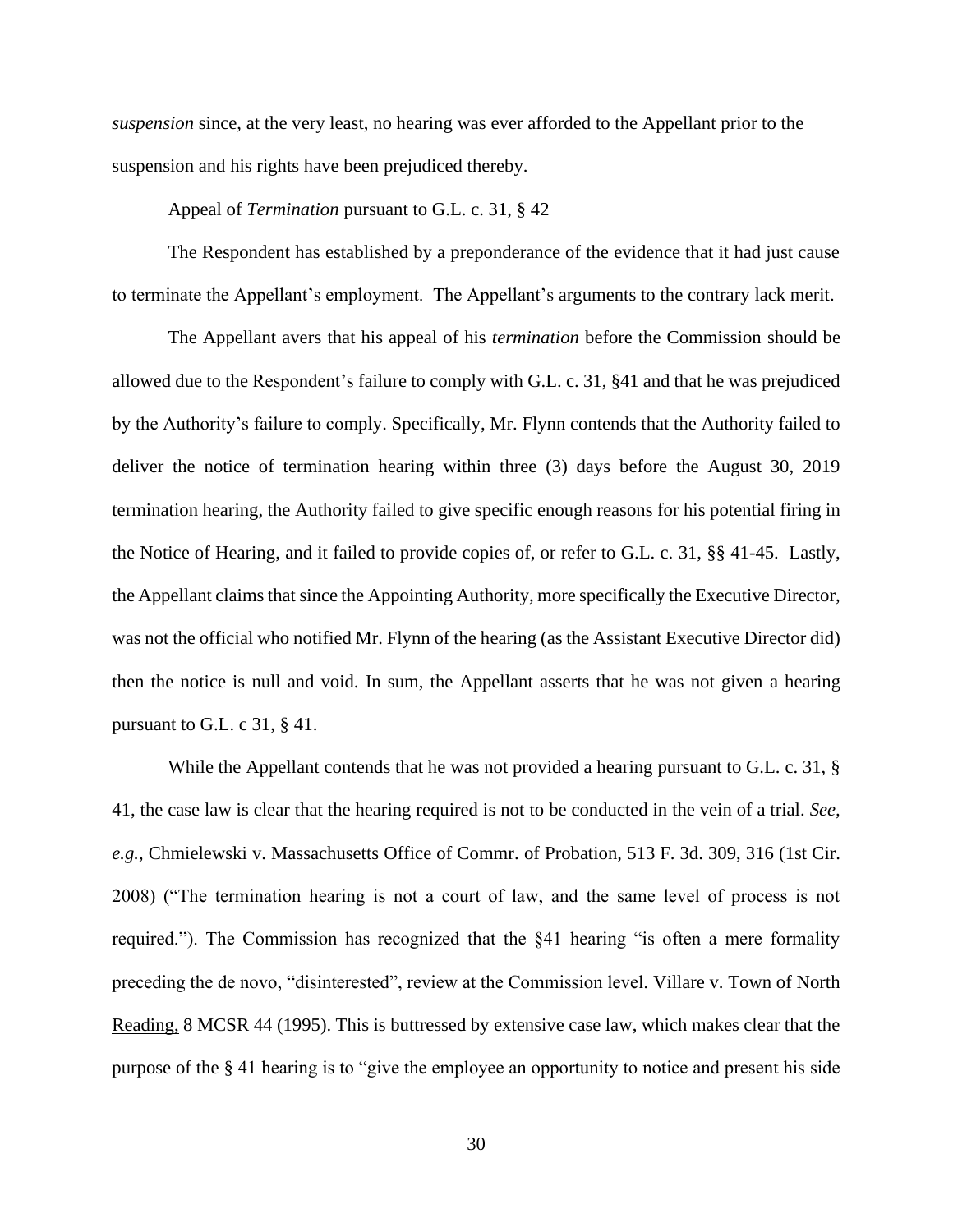*suspension* since, at the very least, no hearing was ever afforded to the Appellant prior to the suspension and his rights have been prejudiced thereby.

Appeal of *Termination* pursuant to G.L. c. 31, § 42

The Respondent has established by a preponderance of the evidence that it had just cause to terminate the Appellant's employment. The Appellant's arguments to the contrary lack merit.

The Appellant avers that his appeal of his *termination* before the Commission should be allowed due to the Respondent's failure to comply with G.L. c. 31, §41 and that he was prejudiced by the Authority's failure to comply. Specifically, Mr. Flynn contends that the Authority failed to deliver the notice of termination hearing within three (3) days before the August 30, 2019 termination hearing, the Authority failed to give specific enough reasons for his potential firing in the Notice of Hearing, and it failed to provide copies of, or refer to G.L. c. 31, §§ 41-45. Lastly, the Appellant claims that since the Appointing Authority, more specifically the Executive Director, was not the official who notified Mr. Flynn of the hearing (as the Assistant Executive Director did) then the notice is null and void. In sum, the Appellant asserts that he was not given a hearing pursuant to G.L. c 31, § 41.

While the Appellant contends that he was not provided a hearing pursuant to G.L. c. 31, § 41, the case law is clear that the hearing required is not to be conducted in the vein of a trial. *See, e.g.,* Chmielewski v. Massachusetts Office of Commr. of Probation, 513 F. 3d. 309, 316 (1st Cir. 2008) ("The termination hearing is not a court of law, and the same level of process is not required."). The Commission has recognized that the §41 hearing "is often a mere formality preceding the de novo, "disinterested", review at the Commission level. Villare v. Town of North Reading, 8 MCSR 44 (1995). This is buttressed by extensive case law, which makes clear that the purpose of the § 41 hearing is to "give the employee an opportunity to notice and present his side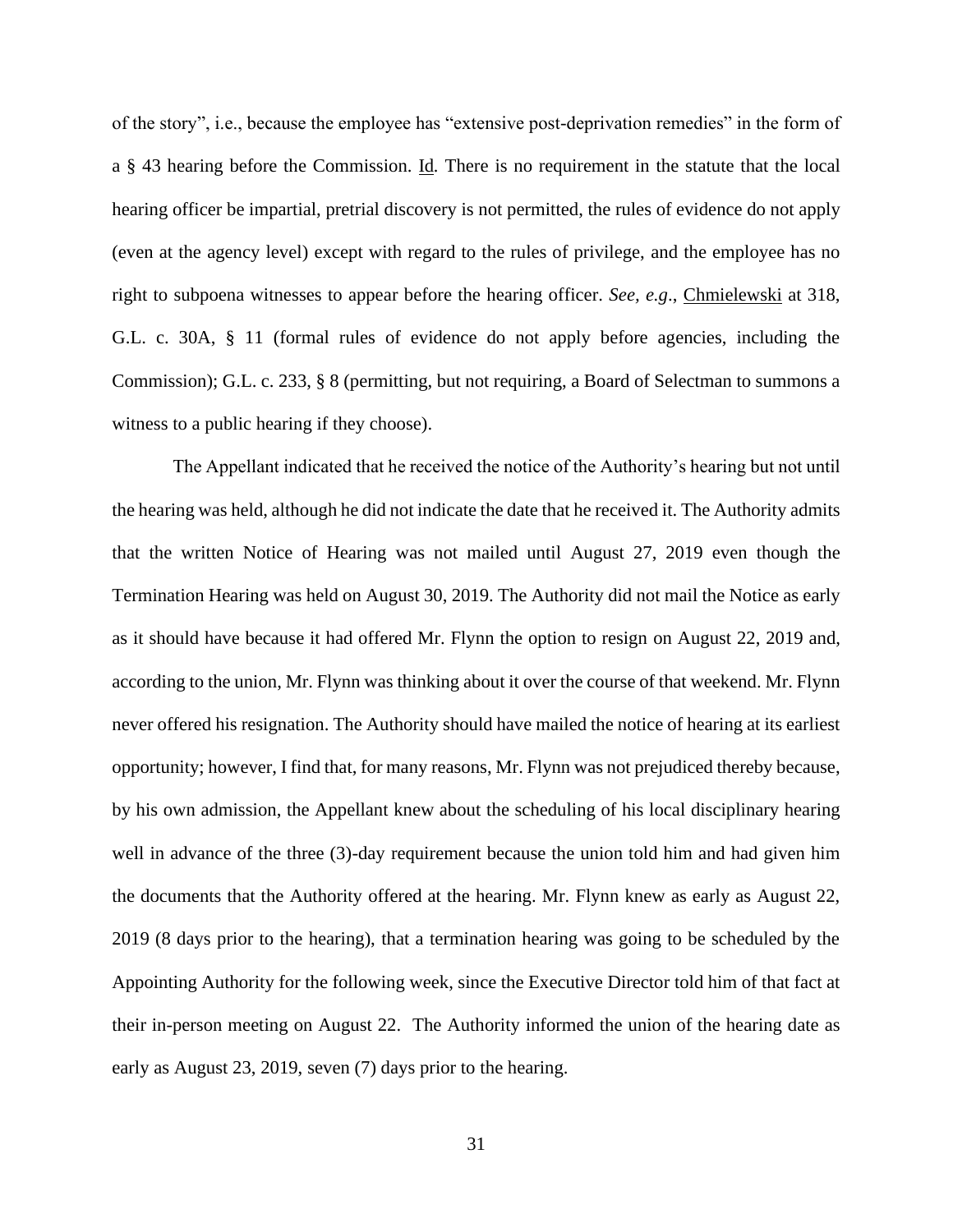of the story", i.e., because the employee has "extensive post-deprivation remedies" in the form of a § 43 hearing before the Commission. Id. There is no requirement in the statute that the local hearing officer be impartial, pretrial discovery is not permitted, the rules of evidence do not apply (even at the agency level) except with regard to the rules of privilege, and the employee has no right to subpoena witnesses to appear before the hearing officer. *See, e.g*., Chmielewski at 318, G.L. c. 30A, § 11 (formal rules of evidence do not apply before agencies, including the Commission); G.L. c. 233, § 8 (permitting, but not requiring, a Board of Selectman to summons a witness to a public hearing if they choose).

The Appellant indicated that he received the notice of the Authority's hearing but not until the hearing was held, although he did not indicate the date that he received it. The Authority admits that the written Notice of Hearing was not mailed until August 27, 2019 even though the Termination Hearing was held on August 30, 2019. The Authority did not mail the Notice as early as it should have because it had offered Mr. Flynn the option to resign on August 22, 2019 and, according to the union, Mr. Flynn was thinking about it over the course of that weekend. Mr. Flynn never offered his resignation. The Authority should have mailed the notice of hearing at its earliest opportunity; however, I find that, for many reasons, Mr. Flynn was not prejudiced thereby because, by his own admission, the Appellant knew about the scheduling of his local disciplinary hearing well in advance of the three (3)-day requirement because the union told him and had given him the documents that the Authority offered at the hearing. Mr. Flynn knew as early as August 22, 2019 (8 days prior to the hearing), that a termination hearing was going to be scheduled by the Appointing Authority for the following week, since the Executive Director told him of that fact at their in-person meeting on August 22. The Authority informed the union of the hearing date as early as August 23, 2019, seven (7) days prior to the hearing.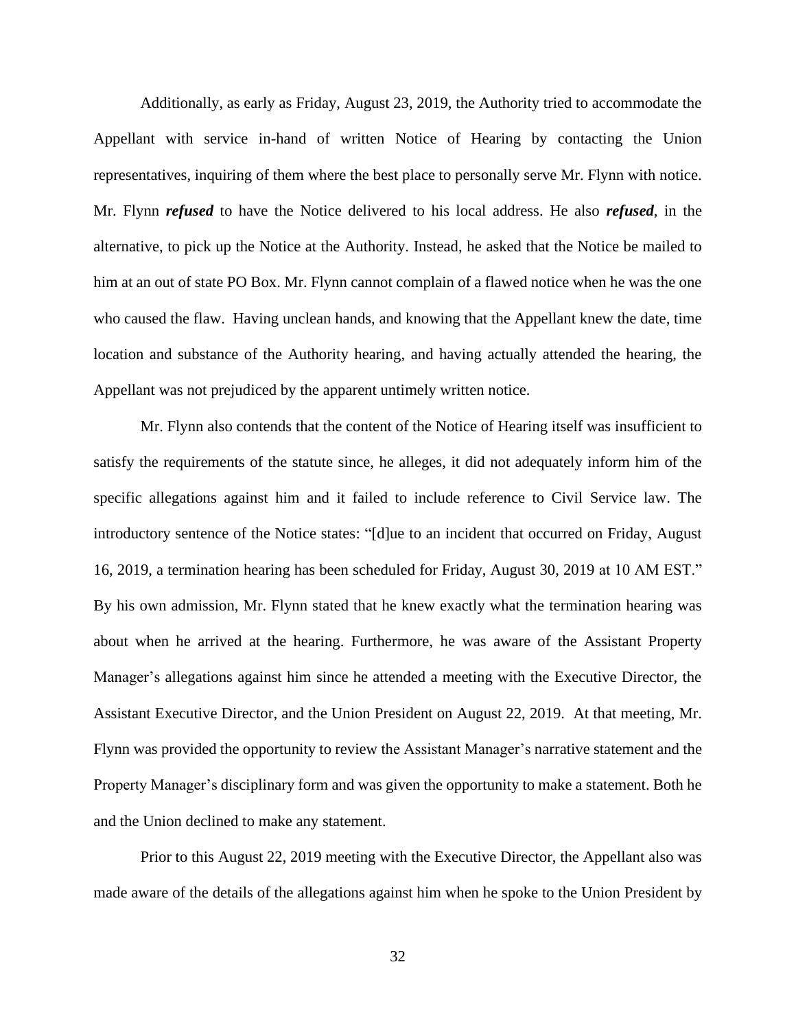Additionally, as early as Friday, August 23, 2019, the Authority tried to accommodate the Appellant with service in-hand of written Notice of Hearing by contacting the Union representatives, inquiring of them where the best place to personally serve Mr. Flynn with notice. Mr. Flynn ***refused*** to have the Notice delivered to his local address. He also ***refused***, in the alternative, to pick up the Notice at the Authority. Instead, he asked that the Notice be mailed to him at an out of state PO Box. Mr. Flynn cannot complain of a flawed notice when he was the one who caused the flaw. Having unclean hands, and knowing that the Appellant knew the date, time location and substance of the Authority hearing, and having actually attended the hearing, the Appellant was not prejudiced by the apparent untimely written notice.

Mr. Flynn also contends that the content of the Notice of Hearing itself was insufficient to satisfy the requirements of the statute since, he alleges, it did not adequately inform him of the specific allegations against him and it failed to include reference to Civil Service law. The introductory sentence of the Notice states: "[d]ue to an incident that occurred on Friday, August 16, 2019, a termination hearing has been scheduled for Friday, August 30, 2019 at 10 AM EST." By his own admission, Mr. Flynn stated that he knew exactly what the termination hearing was about when he arrived at the hearing. Furthermore, he was aware of the Assistant Property Manager's allegations against him since he attended a meeting with the Executive Director, the Assistant Executive Director, and the Union President on August 22, 2019. At that meeting, Mr. Flynn was provided the opportunity to review the Assistant Manager's narrative statement and the Property Manager's disciplinary form and was given the opportunity to make a statement. Both he and the Union declined to make any statement.

Prior to this August 22, 2019 meeting with the Executive Director, the Appellant also was made aware of the details of the allegations against him when he spoke to the Union President by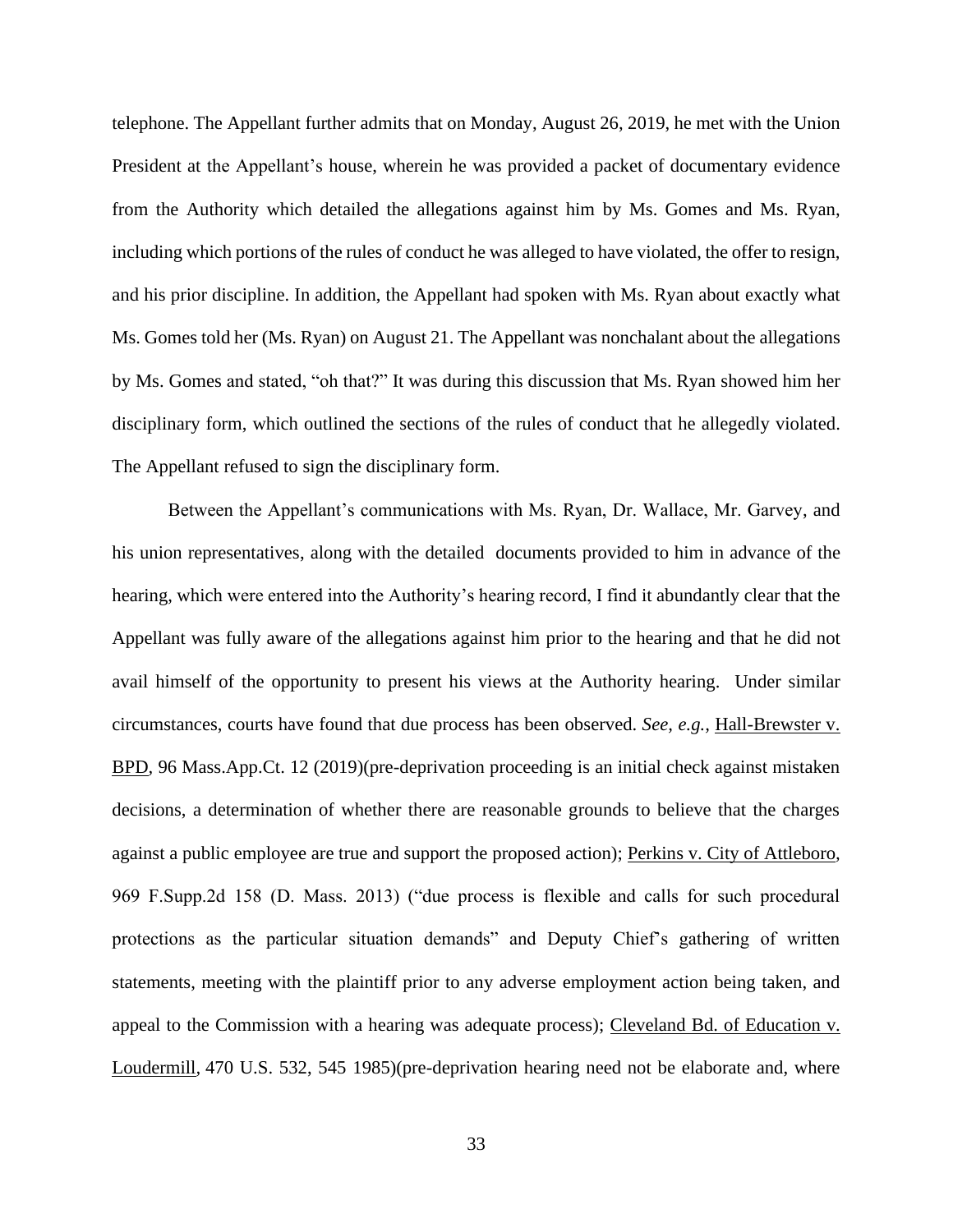telephone. The Appellant further admits that on Monday, August 26, 2019, he met with the Union President at the Appellant's house, wherein he was provided a packet of documentary evidence from the Authority which detailed the allegations against him by Ms. Gomes and Ms. Ryan, including which portions of the rules of conduct he was alleged to have violated, the offer to resign, and his prior discipline. In addition, the Appellant had spoken with Ms. Ryan about exactly what Ms. Gomes told her (Ms. Ryan) on August 21. The Appellant was nonchalant about the allegations by Ms. Gomes and stated, "oh that?" It was during this discussion that Ms. Ryan showed him her disciplinary form, which outlined the sections of the rules of conduct that he allegedly violated. The Appellant refused to sign the disciplinary form.

Between the Appellant's communications with Ms. Ryan, Dr. Wallace, Mr. Garvey, and his union representatives, along with the detailed documents provided to him in advance of the hearing, which were entered into the Authority's hearing record, I find it abundantly clear that the Appellant was fully aware of the allegations against him prior to the hearing and that he did not avail himself of the opportunity to present his views at the Authority hearing. Under similar circumstances, courts have found that due process has been observed. *See, e.g.,* Hall-Brewster v. BPD, 96 Mass.App.Ct. 12 (2019)(pre-deprivation proceeding is an initial check against mistaken decisions, a determination of whether there are reasonable grounds to believe that the charges against a public employee are true and support the proposed action); Perkins v. City of Attleboro, 969 F.Supp.2d 158 (D. Mass. 2013) ("due process is flexible and calls for such procedural protections as the particular situation demands" and Deputy Chief's gathering of written statements, meeting with the plaintiff prior to any adverse employment action being taken, and appeal to the Commission with a hearing was adequate process); Cleveland Bd. of Education v. Loudermill, 470 U.S. 532, 545 1985)(pre-deprivation hearing need not be elaborate and, where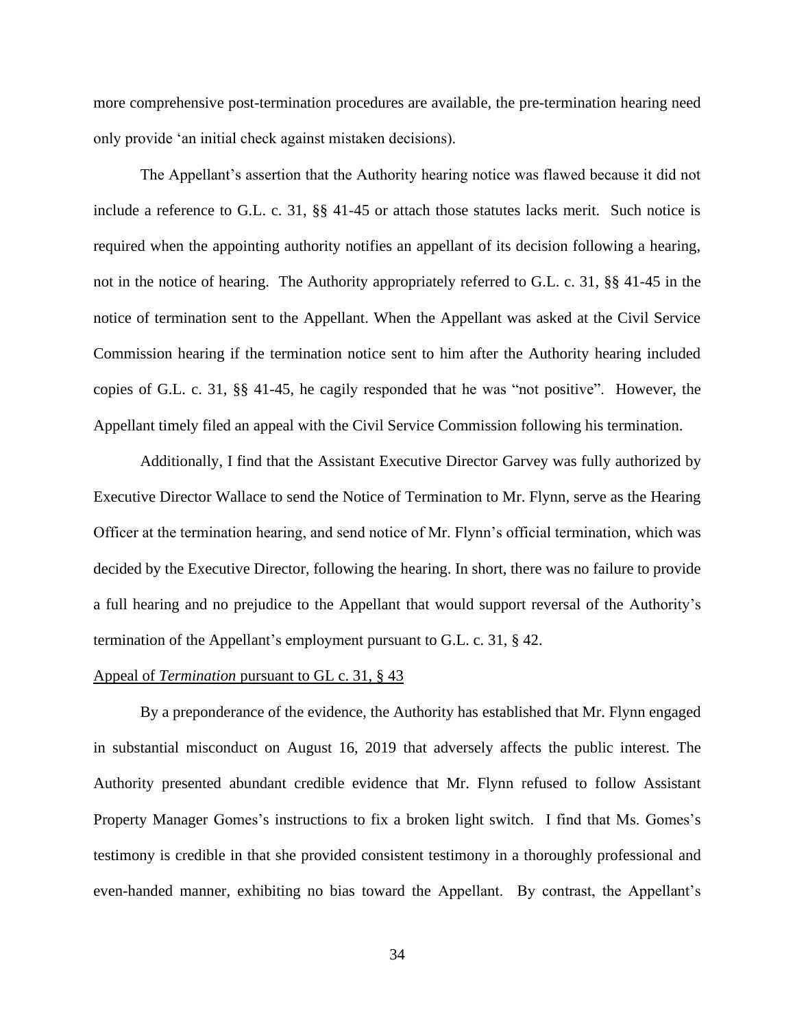more comprehensive post-termination procedures are available, the pre-termination hearing need only provide 'an initial check against mistaken decisions).

The Appellant's assertion that the Authority hearing notice was flawed because it did not include a reference to G.L. c. 31, §§ 41-45 or attach those statutes lacks merit. Such notice is required when the appointing authority notifies an appellant of its decision following a hearing, not in the notice of hearing. The Authority appropriately referred to G.L. c. 31, §§ 41-45 in the notice of termination sent to the Appellant. When the Appellant was asked at the Civil Service Commission hearing if the termination notice sent to him after the Authority hearing included copies of G.L. c. 31, §§ 41-45, he cagily responded that he was "not positive". However, the Appellant timely filed an appeal with the Civil Service Commission following his termination.

Additionally, I find that the Assistant Executive Director Garvey was fully authorized by Executive Director Wallace to send the Notice of Termination to Mr. Flynn, serve as the Hearing Officer at the termination hearing, and send notice of Mr. Flynn's official termination, which was decided by the Executive Director, following the hearing. In short, there was no failure to provide a full hearing and no prejudice to the Appellant that would support reversal of the Authority's termination of the Appellant's employment pursuant to G.L. c. 31, § 42.

<u>Appeal of *Termination* pursuant to GL c. 31, § 43</u>

By a preponderance of the evidence, the Authority has established that Mr. Flynn engaged in substantial misconduct on August 16, 2019 that adversely affects the public interest. The Authority presented abundant credible evidence that Mr. Flynn refused to follow Assistant Property Manager Gomes's instructions to fix a broken light switch. I find that Ms. Gomes's testimony is credible in that she provided consistent testimony in a thoroughly professional and even-handed manner, exhibiting no bias toward the Appellant. By contrast, the Appellant's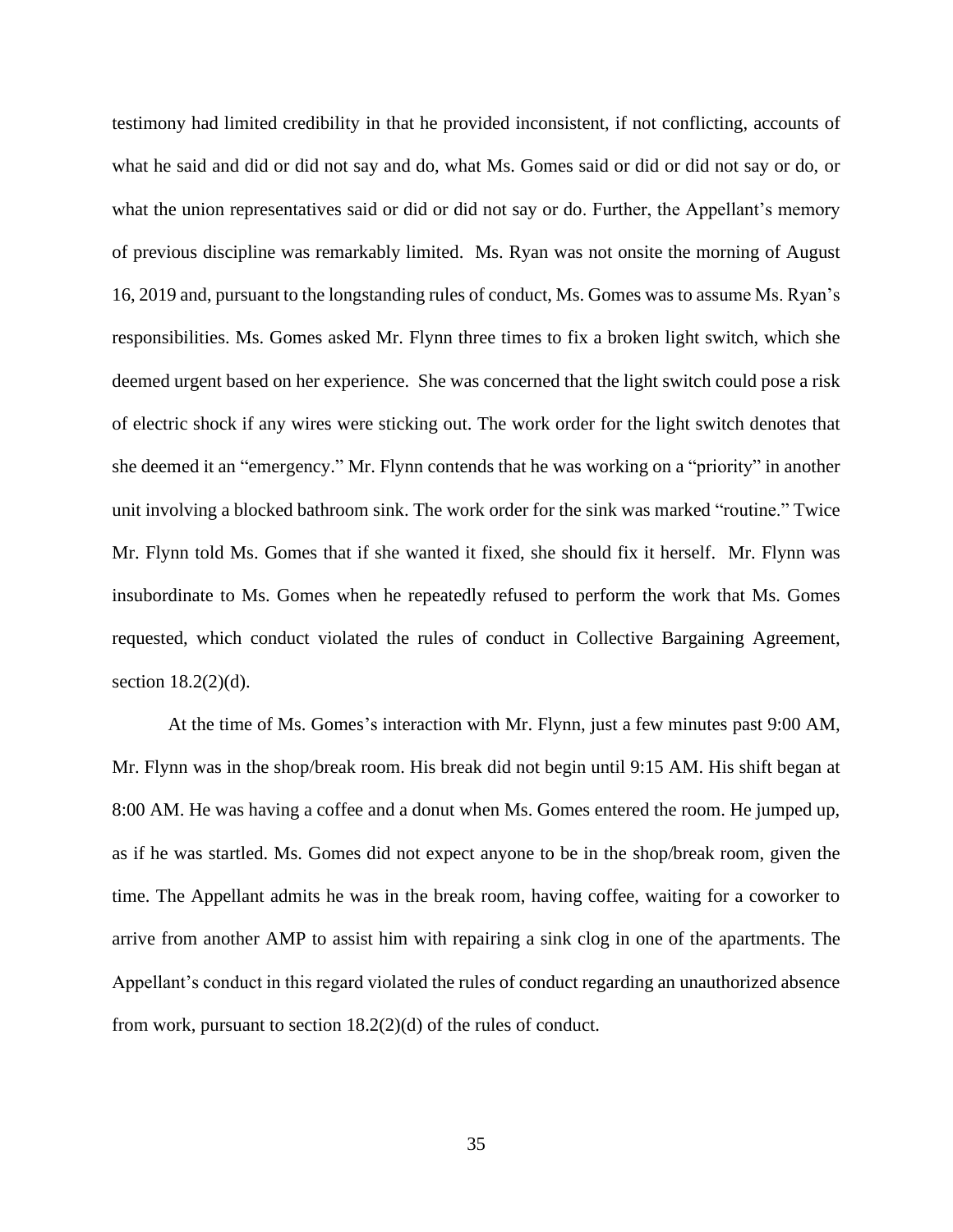testimony had limited credibility in that he provided inconsistent, if not conflicting, accounts of what he said and did or did not say and do, what Ms. Gomes said or did or did not say or do, or what the union representatives said or did or did not say or do. Further, the Appellant's memory of previous discipline was remarkably limited. Ms. Ryan was not onsite the morning of August 16, 2019 and, pursuant to the longstanding rules of conduct, Ms. Gomes was to assume Ms. Ryan's responsibilities. Ms. Gomes asked Mr. Flynn three times to fix a broken light switch, which she deemed urgent based on her experience. She was concerned that the light switch could pose a risk of electric shock if any wires were sticking out. The work order for the light switch denotes that she deemed it an "emergency." Mr. Flynn contends that he was working on a "priority" in another unit involving a blocked bathroom sink. The work order for the sink was marked "routine." Twice Mr. Flynn told Ms. Gomes that if she wanted it fixed, she should fix it herself. Mr. Flynn was insubordinate to Ms. Gomes when he repeatedly refused to perform the work that Ms. Gomes requested, which conduct violated the rules of conduct in Collective Bargaining Agreement, section 18.2(2)(d).

At the time of Ms. Gomes's interaction with Mr. Flynn, just a few minutes past 9:00 AM, Mr. Flynn was in the shop/break room. His break did not begin until 9:15 AM. His shift began at 8:00 AM. He was having a coffee and a donut when Ms. Gomes entered the room. He jumped up, as if he was startled. Ms. Gomes did not expect anyone to be in the shop/break room, given the time. The Appellant admits he was in the break room, having coffee, waiting for a coworker to arrive from another AMP to assist him with repairing a sink clog in one of the apartments. The Appellant's conduct in this regard violated the rules of conduct regarding an unauthorized absence from work, pursuant to section 18.2(2)(d) of the rules of conduct.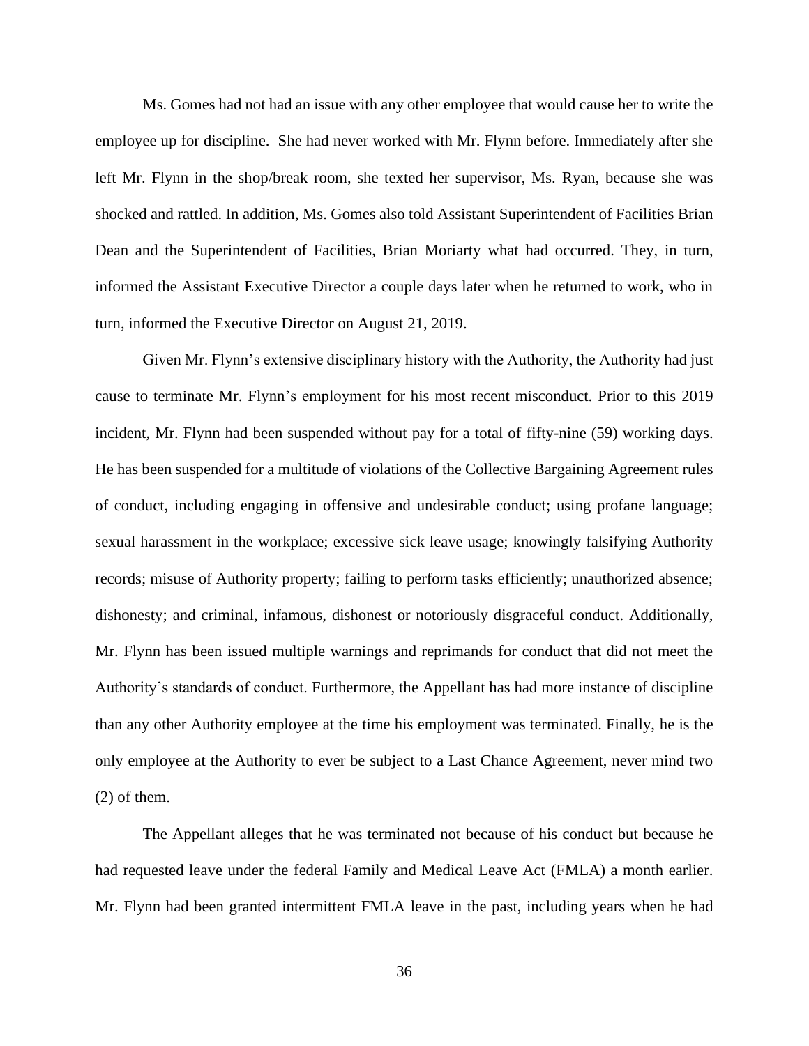Ms. Gomes had not had an issue with any other employee that would cause her to write the employee up for discipline. She had never worked with Mr. Flynn before. Immediately after she left Mr. Flynn in the shop/break room, she texted her supervisor, Ms. Ryan, because she was shocked and rattled. In addition, Ms. Gomes also told Assistant Superintendent of Facilities Brian Dean and the Superintendent of Facilities, Brian Moriarty what had occurred. They, in turn, informed the Assistant Executive Director a couple days later when he returned to work, who in turn, informed the Executive Director on August 21, 2019.

Given Mr. Flynn's extensive disciplinary history with the Authority, the Authority had just cause to terminate Mr. Flynn's employment for his most recent misconduct. Prior to this 2019 incident, Mr. Flynn had been suspended without pay for a total of fifty-nine (59) working days. He has been suspended for a multitude of violations of the Collective Bargaining Agreement rules of conduct, including engaging in offensive and undesirable conduct; using profane language; sexual harassment in the workplace; excessive sick leave usage; knowingly falsifying Authority records; misuse of Authority property; failing to perform tasks efficiently; unauthorized absence; dishonesty; and criminal, infamous, dishonest or notoriously disgraceful conduct. Additionally, Mr. Flynn has been issued multiple warnings and reprimands for conduct that did not meet the Authority's standards of conduct. Furthermore, the Appellant has had more instance of discipline than any other Authority employee at the time his employment was terminated. Finally, he is the only employee at the Authority to ever be subject to a Last Chance Agreement, never mind two (2) of them.

The Appellant alleges that he was terminated not because of his conduct but because he had requested leave under the federal Family and Medical Leave Act (FMLA) a month earlier. Mr. Flynn had been granted intermittent FMLA leave in the past, including years when he had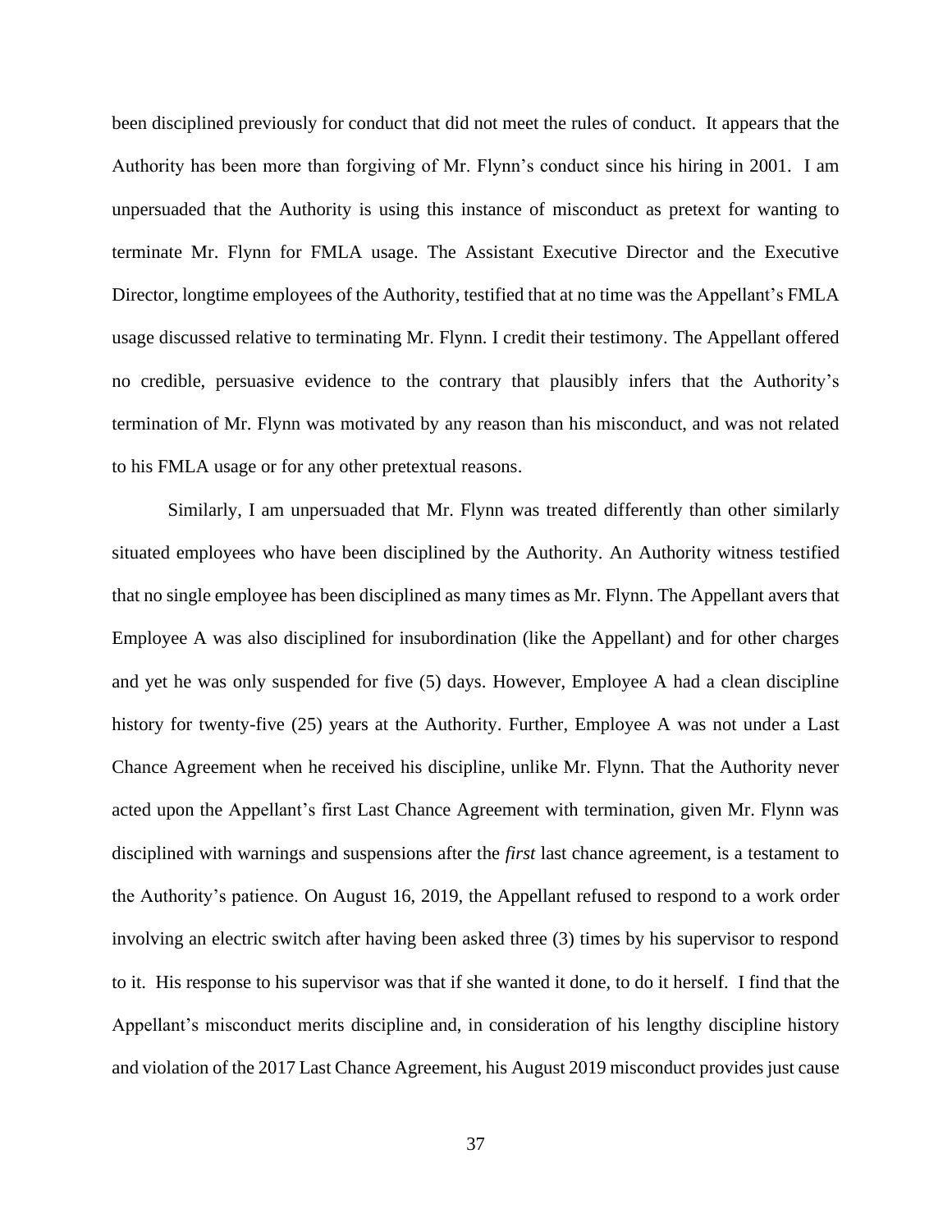been disciplined previously for conduct that did not meet the rules of conduct. It appears that the Authority has been more than forgiving of Mr. Flynn's conduct since his hiring in 2001. I am unpersuaded that the Authority is using this instance of misconduct as pretext for wanting to terminate Mr. Flynn for FMLA usage. The Assistant Executive Director and the Executive Director, longtime employees of the Authority, testified that at no time was the Appellant's FMLA usage discussed relative to terminating Mr. Flynn. I credit their testimony. The Appellant offered no credible, persuasive evidence to the contrary that plausibly infers that the Authority's termination of Mr. Flynn was motivated by any reason than his misconduct, and was not related to his FMLA usage or for any other pretextual reasons.

Similarly, I am unpersuaded that Mr. Flynn was treated differently than other similarly situated employees who have been disciplined by the Authority. An Authority witness testified that no single employee has been disciplined as many times as Mr. Flynn. The Appellant avers that Employee A was also disciplined for insubordination (like the Appellant) and for other charges and yet he was only suspended for five (5) days. However, Employee A had a clean discipline history for twenty-five (25) years at the Authority. Further, Employee A was not under a Last Chance Agreement when he received his discipline, unlike Mr. Flynn. That the Authority never acted upon the Appellant's first Last Chance Agreement with termination, given Mr. Flynn was disciplined with warnings and suspensions after the *first* last chance agreement, is a testament to the Authority's patience. On August 16, 2019, the Appellant refused to respond to a work order involving an electric switch after having been asked three (3) times by his supervisor to respond to it. His response to his supervisor was that if she wanted it done, to do it herself. I find that the Appellant's misconduct merits discipline and, in consideration of his lengthy discipline history and violation of the 2017 Last Chance Agreement, his August 2019 misconduct provides just cause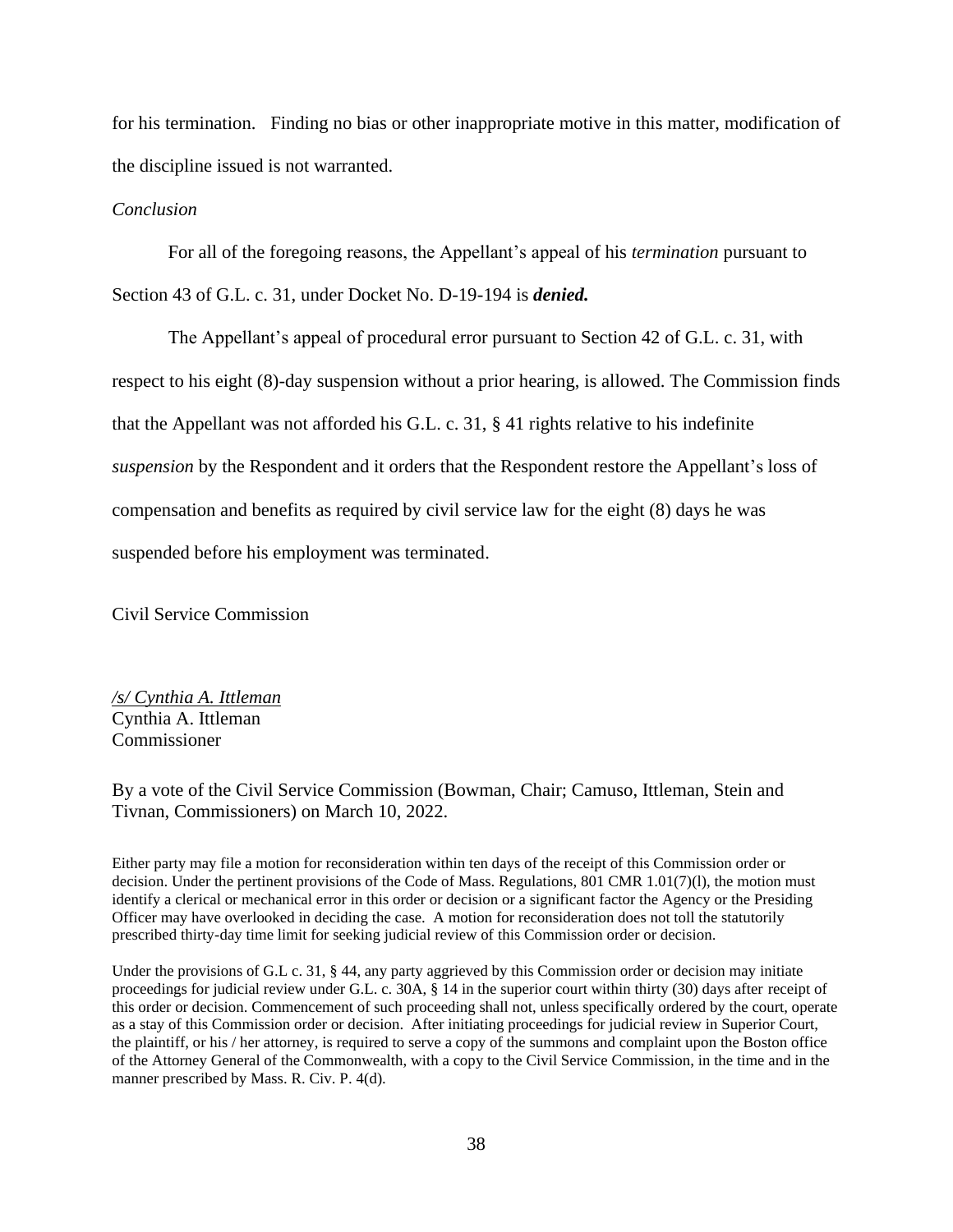for his termination. Finding no bias or other inappropriate motive in this matter, modification of the discipline issued is not warranted.

*Conclusion*

For all of the foregoing reasons, the Appellant's appeal of his *termination* pursuant to Section 43 of G.L. c. 31, under Docket No. D-19-194 is ***denied.***

The Appellant's appeal of procedural error pursuant to Section 42 of G.L. c. 31, with respect to his eight (8)-day suspension without a prior hearing, is allowed. The Commission finds that the Appellant was not afforded his G.L. c. 31, § 41 rights relative to his indefinite *suspension* by the Respondent and it orders that the Respondent restore the Appellant's loss of compensation and benefits as required by civil service law for the eight (8) days he was suspended before his employment was terminated.

Civil Service Commission

*/s/ Cynthia A. Ittleman*
Cynthia A. Ittleman
Commissioner

By a vote of the Civil Service Commission (Bowman, Chair; Camuso, Ittleman, Stein and Tivnan, Commissioners) on March 10, 2022.

Either party may file a motion for reconsideration within ten days of the receipt of this Commission order or decision. Under the pertinent provisions of the Code of Mass. Regulations, 801 CMR 1.01(7)(l), the motion must identify a clerical or mechanical error in this order or decision or a significant factor the Agency or the Presiding Officer may have overlooked in deciding the case. A motion for reconsideration does not toll the statutorily prescribed thirty-day time limit for seeking judicial review of this Commission order or decision.

Under the provisions of G.L c. 31, § 44, any party aggrieved by this Commission order or decision may initiate proceedings for judicial review under G.L. c. 30A, § 14 in the superior court within thirty (30) days after receipt of this order or decision. Commencement of such proceeding shall not, unless specifically ordered by the court, operate as a stay of this Commission order or decision. After initiating proceedings for judicial review in Superior Court, the plaintiff, or his / her attorney, is required to serve a copy of the summons and complaint upon the Boston office of the Attorney General of the Commonwealth, with a copy to the Civil Service Commission, in the time and in the manner prescribed by Mass. R. Civ. P. 4(d).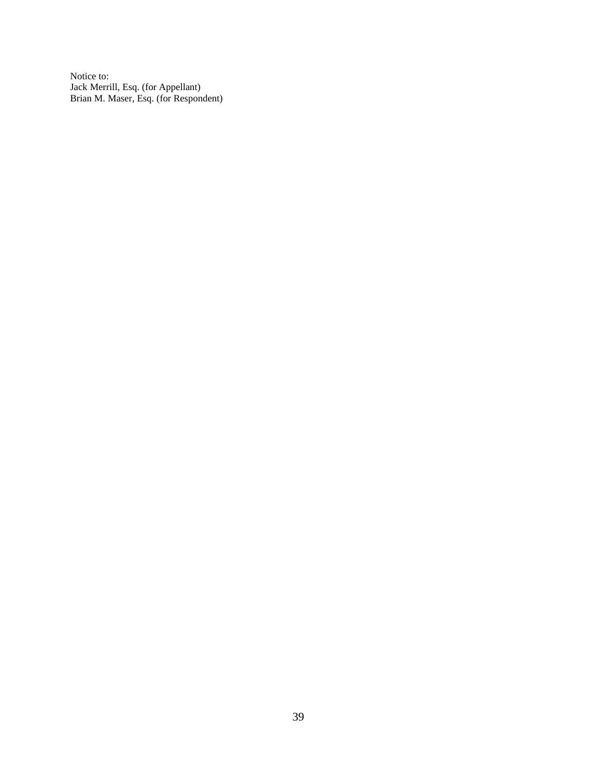Notice to:
Jack Merrill, Esq. (for Appellant)
Brian M. Maser, Esq. (for Respondent)